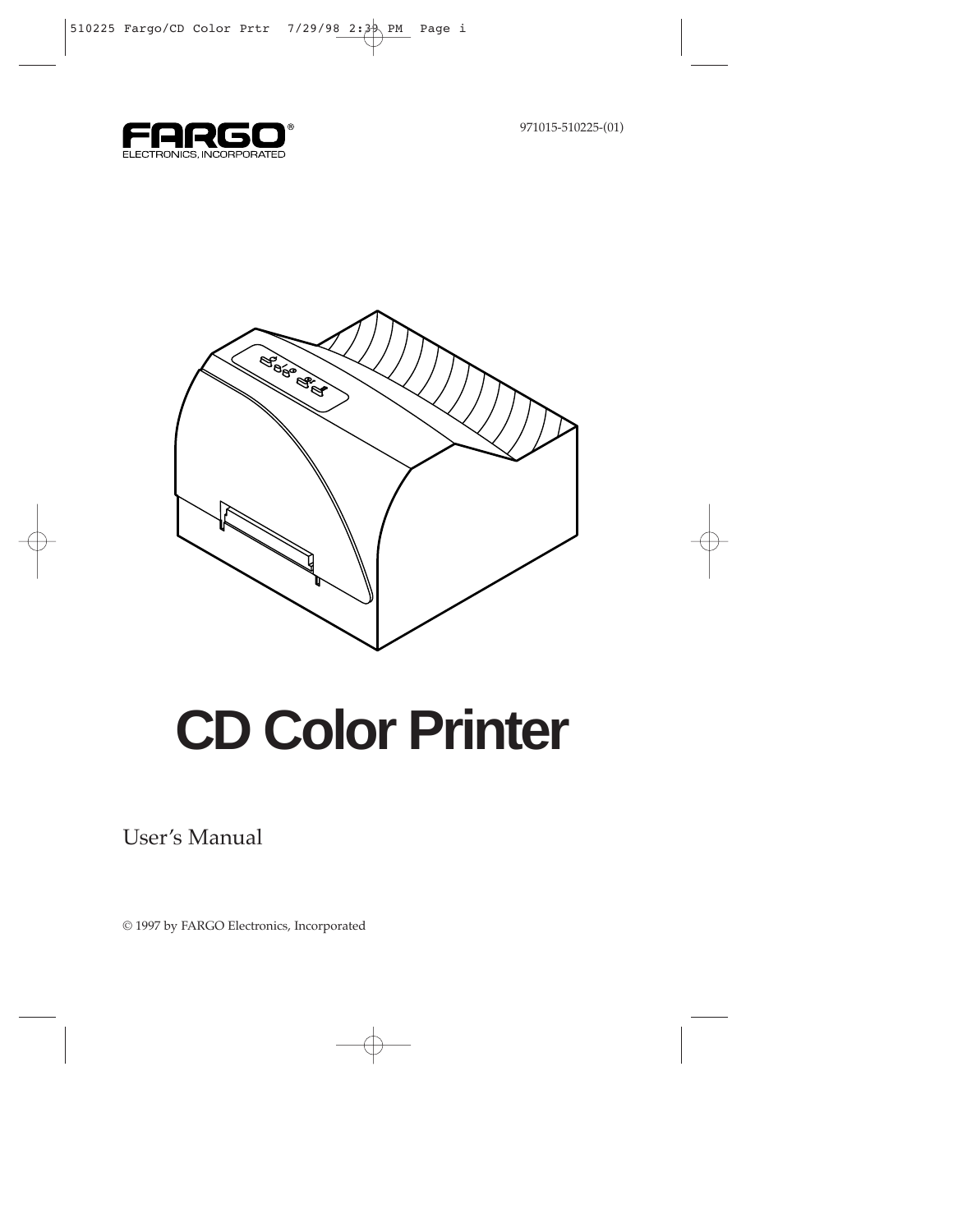FARGO®
ELECTRONICS, INCORPORATED

971015-510225-(01)

# CD Color Printer

User's Manual

© 1997 by FARGO Electronics, Incorporated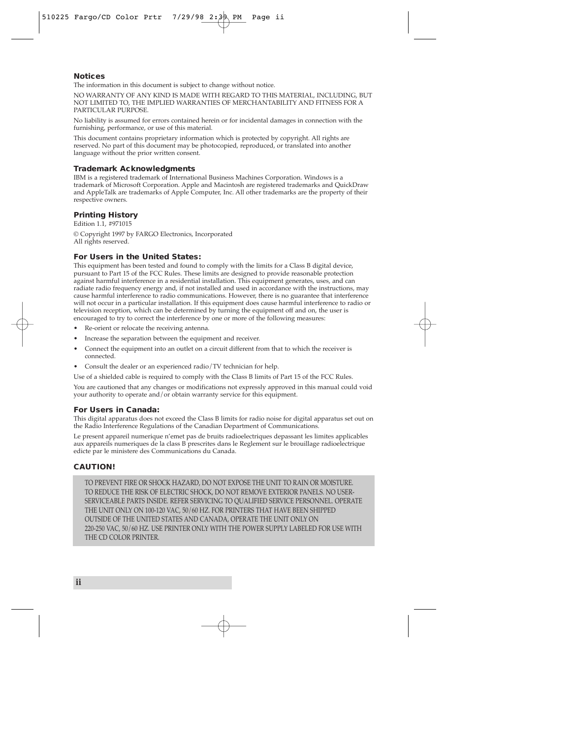## Notices

The information in this document is subject to change without notice.

NO WARRANTY OF ANY KIND IS MADE WITH REGARD TO THIS MATERIAL, INCLUDING, BUT NOT LIMITED TO, THE IMPLIED WARRANTIES OF MERCHANTABILITY AND FITNESS FOR A PARTICULAR PURPOSE.

No liability is assumed for errors contained herein or for incidental damages in connection with the furnishing, performance, or use of this material.

This document contains proprietary information which is protected by copyright. All rights are reserved. No part of this document may be photocopied, reproduced, or translated into another language without the prior written consent.

## Trademark Acknowledgments

IBM is a registered trademark of International Business Machines Corporation. Windows is a trademark of Microsoft Corporation. Apple and Macintosh are registered trademarks and QuickDraw and AppleTalk are trademarks of Apple Computer, Inc. All other trademarks are the property of their respective owners.

## Printing History

Edition 1.1, #971015

© Copyright 1997 by FARGO Electronics, Incorporated
All rights reserved.

## For Users in the United States:

This equipment has been tested and found to comply with the limits for a Class B digital device, pursuant to Part 15 of the FCC Rules. These limits are designed to provide reasonable protection against harmful interference in a residential installation. This equipment generates, uses, and can radiate radio frequency energy and, if not installed and used in accordance with the instructions, may cause harmful interference to radio communications. However, there is no guarantee that interference will not occur in a particular installation. If this equipment does cause harmful interference to radio or television reception, which can be determined by turning the equipment off and on, the user is encouraged to try to correct the interference by one or more of the following measures:

- Re-orient or relocate the receiving antenna.
- Increase the separation between the equipment and receiver.
- Connect the equipment into an outlet on a circuit different from that to which the receiver is connected.
- Consult the dealer or an experienced radio/TV technician for help.

Use of a shielded cable is required to comply with the Class B limits of Part 15 of the FCC Rules.

You are cautioned that any changes or modifications not expressly approved in this manual could void your authority to operate and/or obtain warranty service for this equipment.

## For Users in Canada:

This digital apparatus does not exceed the Class B limits for radio noise for digital apparatus set out on the Radio Interference Regulations of the Canadian Department of Communications.

Le present appareil numerique n'emet pas de bruits radioelectriques depassant les limites applicables aux appareils numeriques de la class B prescrites dans le Reglement sur le brouillage radioelectrique edicte par le ministere des Communications du Canada.

## CAUTION!

TO PREVENT FIRE OR SHOCK HAZARD, DO NOT EXPOSE THE UNIT TO RAIN OR MOISTURE. TO REDUCE THE RISK OF ELECTRIC SHOCK, DO NOT REMOVE EXTERIOR PANELS. NO USER-SERVICEABLE PARTS INSIDE. REFER SERVICING TO QUALIFIED SERVICE PERSONNEL. OPERATE THE UNIT ONLY ON 100-120 VAC, 50/60 HZ. FOR PRINTERS THAT HAVE BEEN SHIPPED OUTSIDE OF THE UNITED STATES AND CANADA, OPERATE THE UNIT ONLY ON 220-250 VAC, 50/60 HZ. USE PRINTER ONLY WITH THE POWER SUPPLY LABELED FOR USE WITH THE CD COLOR PRINTER.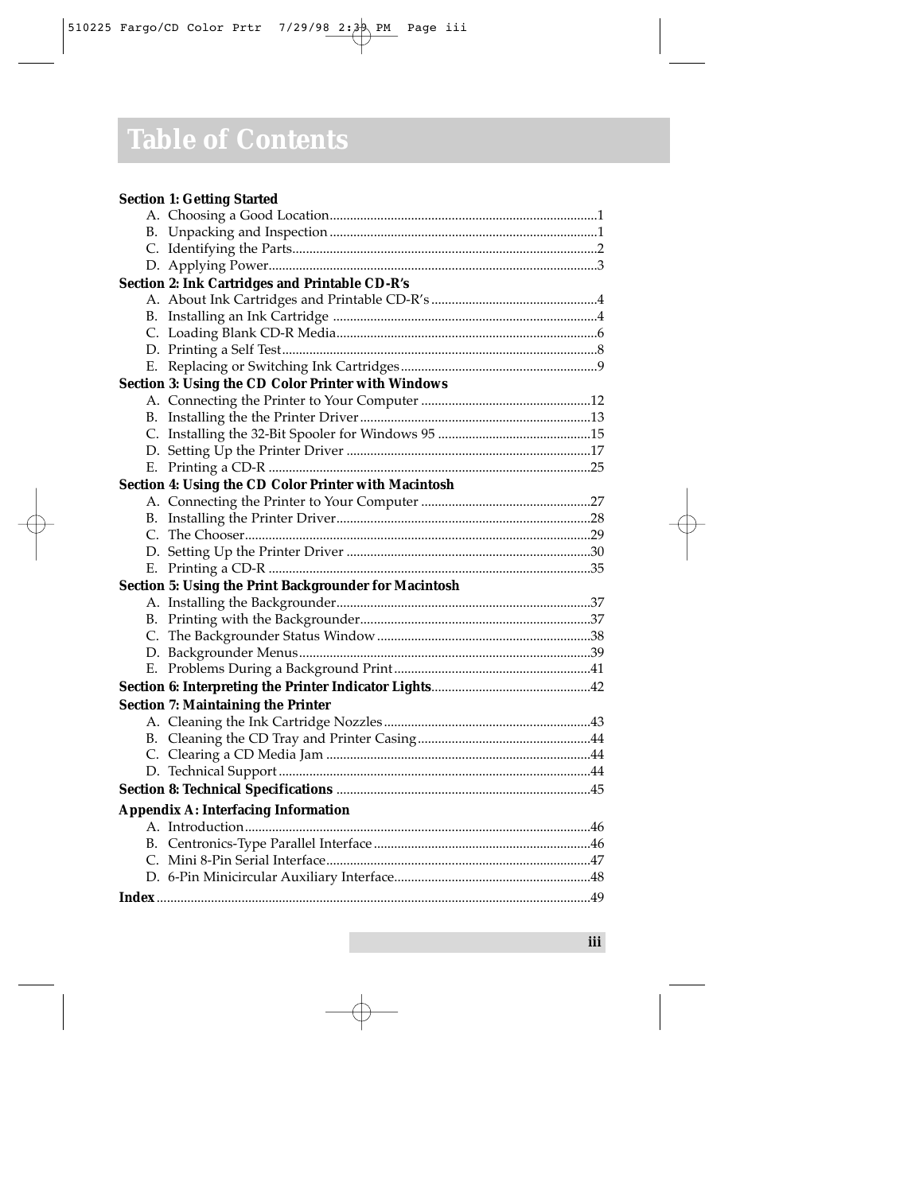# Table of Contents

**Section 1: Getting Started**

- A. Choosing a Good Location ... 1
- B. Unpacking and Inspection ... 1
- C. Identifying the Parts ... 2
- D. Applying Power ... 3

**Section 2: Ink Cartridges and Printable CD-R's**

- A. About Ink Cartridges and Printable CD-R's ... 4
- B. Installing an Ink Cartridge ... 4
- C. Loading Blank CD-R Media ... 6
- D. Printing a Self Test ... 8
- E. Replacing or Switching Ink Cartridges ... 9

**Section 3: Using the CD Color Printer with Windows**

- A. Connecting the Printer to Your Computer ... 12
- B. Installing the the Printer Driver ... 13
- C. Installing the 32-Bit Spooler for Windows 95 ... 15
- D. Setting Up the Printer Driver ... 17
- E. Printing a CD-R ... 25

**Section 4: Using the CD Color Printer with Macintosh**

- A. Connecting the Printer to Your Computer ... 27
- B. Installing the Printer Driver ... 28
- C. The Chooser ... 29
- D. Setting Up the Printer Driver ... 30
- E. Printing a CD-R ... 35

**Section 5: Using the Print Backgrounder for Macintosh**

- A. Installing the Backgrounder ... 37
- B. Printing with the Backgrounder ... 37
- C. The Backgrounder Status Window ... 38
- D. Backgrounder Menus ... 39
- E. Problems During a Background Print ... 41

**Section 6: Interpreting the Printer Indicator Lights** ... 42

**Section 7: Maintaining the Printer**

- A. Cleaning the Ink Cartridge Nozzles ... 43
- B. Cleaning the CD Tray and Printer Casing ... 44
- C. Clearing a CD Media Jam ... 44
- D. Technical Support ... 44

**Section 8: Technical Specifications** ... 45

**Appendix A: Interfacing Information**

- A. Introduction ... 46
- B. Centronics-Type Parallel Interface ... 46
- C. Mini 8-Pin Serial Interface ... 47
- D. 6-Pin Minicircular Auxiliary Interface ... 48

**Index** ... 49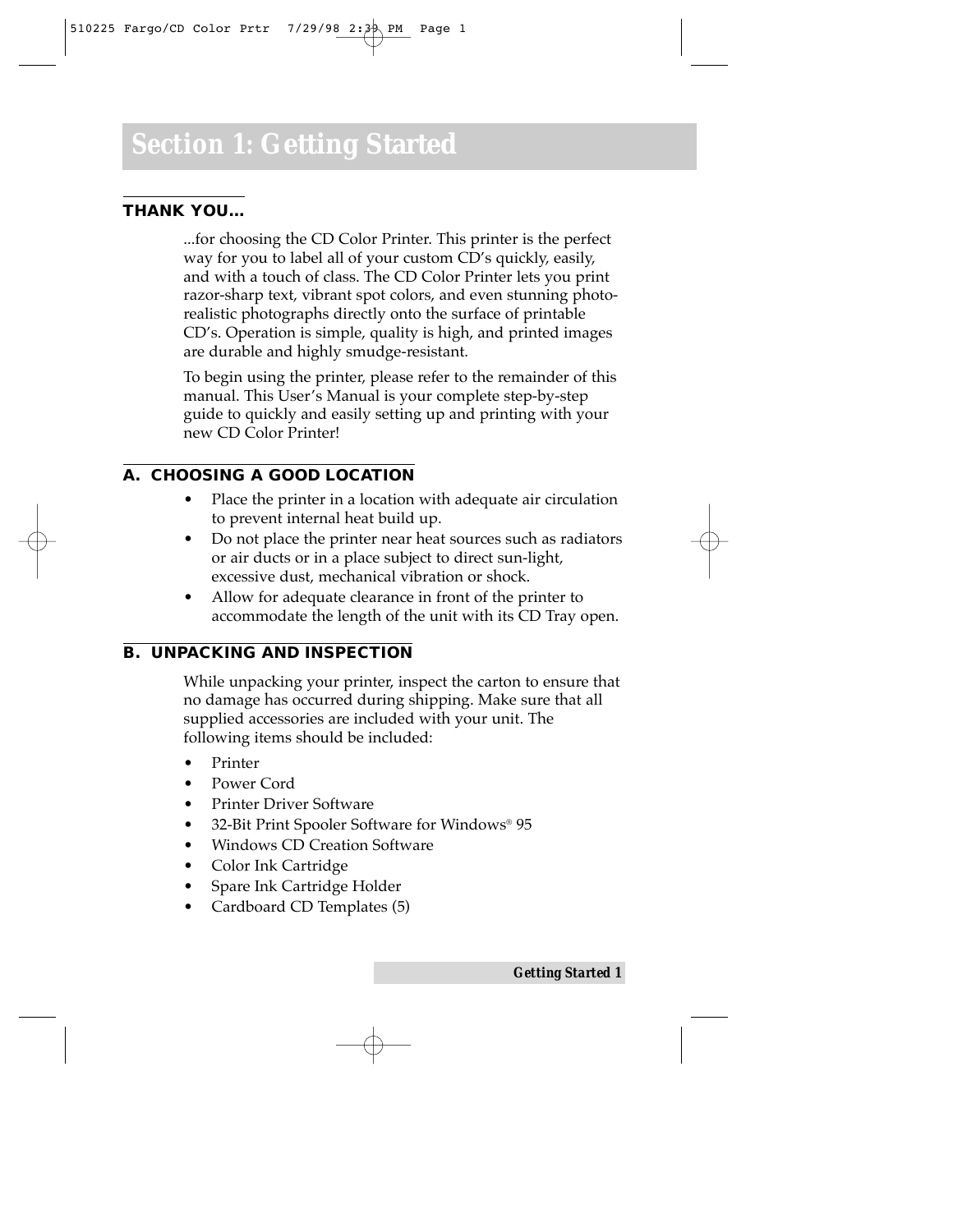# Section 1: Getting Started

## THANK YOU...

...for choosing the CD Color Printer. This printer is the perfect way for you to label all of your custom CD's quickly, easily, and with a touch of class. The CD Color Printer lets you print razor-sharp text, vibrant spot colors, and even stunning photo-realistic photographs directly onto the surface of printable CD's. Operation is simple, quality is high, and printed images are durable and highly smudge-resistant.

To begin using the printer, please refer to the remainder of this manual. This User's Manual is your complete step-by-step guide to quickly and easily setting up and printing with your new CD Color Printer!

## A. CHOOSING A GOOD LOCATION

- Place the printer in a location with adequate air circulation to prevent internal heat build up.
- Do not place the printer near heat sources such as radiators or air ducts or in a place subject to direct sun-light, excessive dust, mechanical vibration or shock.
- Allow for adequate clearance in front of the printer to accommodate the length of the unit with its CD Tray open.

## B. UNPACKING AND INSPECTION

While unpacking your printer, inspect the carton to ensure that no damage has occurred during shipping. Make sure that all supplied accessories are included with your unit. The following items should be included:

- Printer
- Power Cord
- Printer Driver Software
- 32-Bit Print Spooler Software for Windows® 95
- Windows CD Creation Software
- Color Ink Cartridge
- Spare Ink Cartridge Holder
- Cardboard CD Templates (5)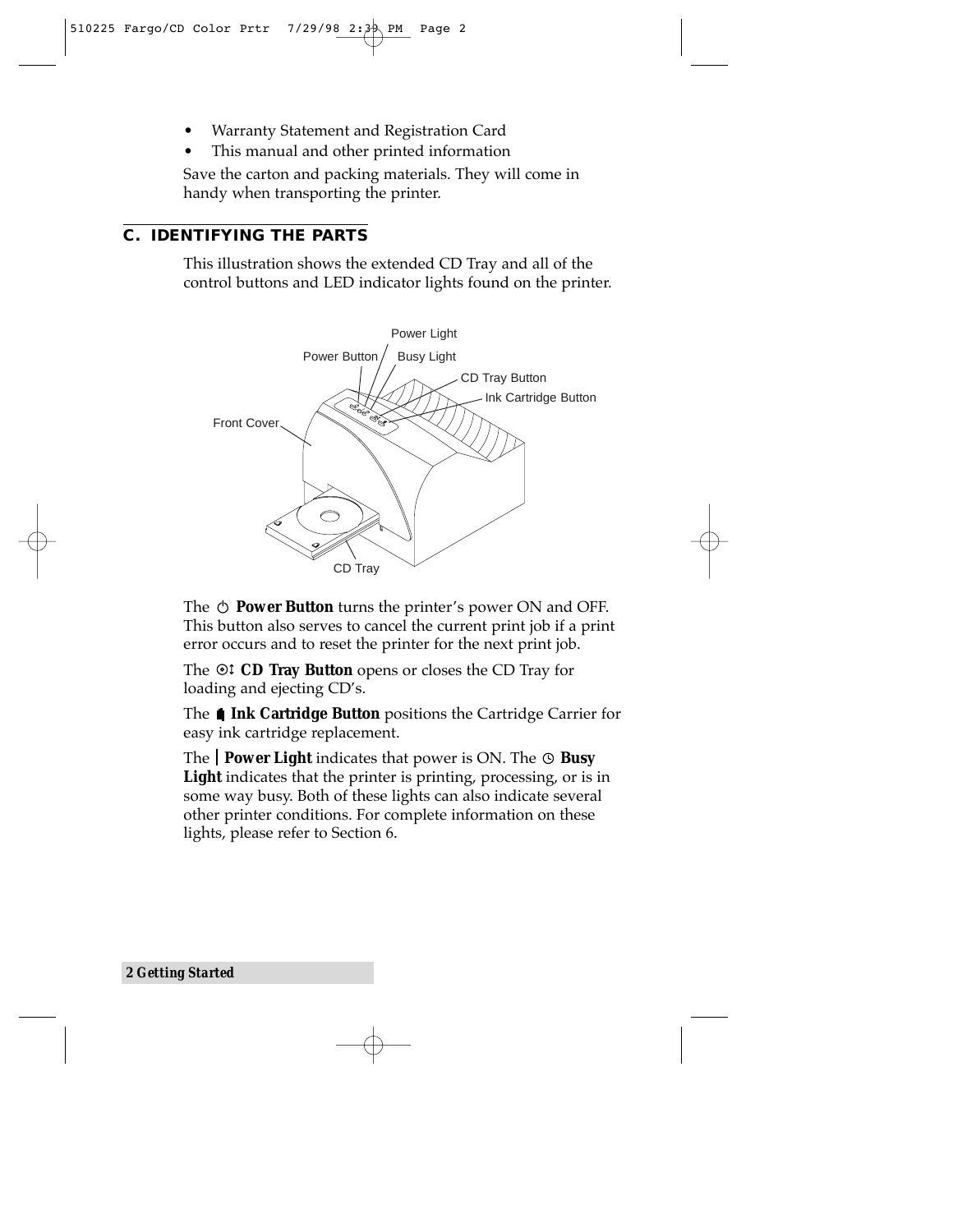- Warranty Statement and Registration Card
- This manual and other printed information

Save the carton and packing materials. They will come in handy when transporting the printer.

## C. IDENTIFYING THE PARTS

This illustration shows the extended CD Tray and all of the control buttons and LED indicator lights found on the printer.

Power Light
Power Button
Busy Light
CD Tray Button
Ink Cartridge Button
Front Cover
CD Tray

The ⏻ **Power Button** turns the printer's power ON and OFF. This button also serves to cancel the current print job if a print error occurs and to reset the printer for the next print job.

The ⊙↕ **CD Tray Button** opens or closes the CD Tray for loading and ejecting CD's.

The **Ink Cartridge Button** positions the Cartridge Carrier for easy ink cartridge replacement.

The | **Power Light** indicates that power is ON. The ◷ **Busy Light** indicates that the printer is printing, processing, or is in some way busy. Both of these lights can also indicate several other printer conditions. For complete information on these lights, please refer to Section 6.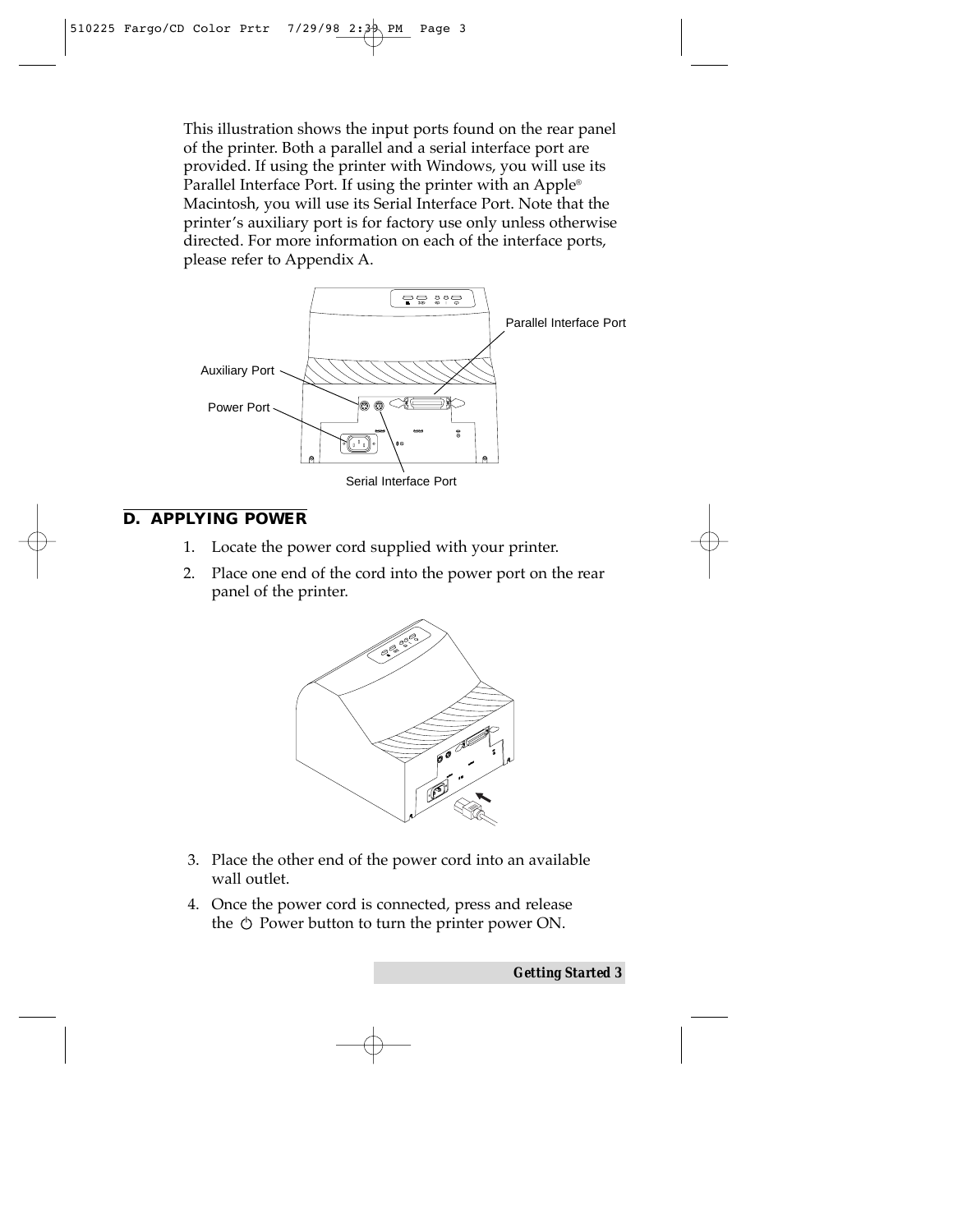This illustration shows the input ports found on the rear panel of the printer. Both a parallel and a serial interface port are provided. If using the printer with Windows, you will use its Parallel Interface Port. If using the printer with an Apple® Macintosh, you will use its Serial Interface Port. Note that the printer's auxiliary port is for factory use only unless otherwise directed. For more information on each of the interface ports, please refer to Appendix A.

## D. APPLYING POWER

1. Locate the power cord supplied with your printer.
2. Place one end of the cord into the power port on the rear panel of the printer.
3. Place the other end of the power cord into an available wall outlet.
4. Once the power cord is connected, press and release the ⏻ Power button to turn the printer power ON.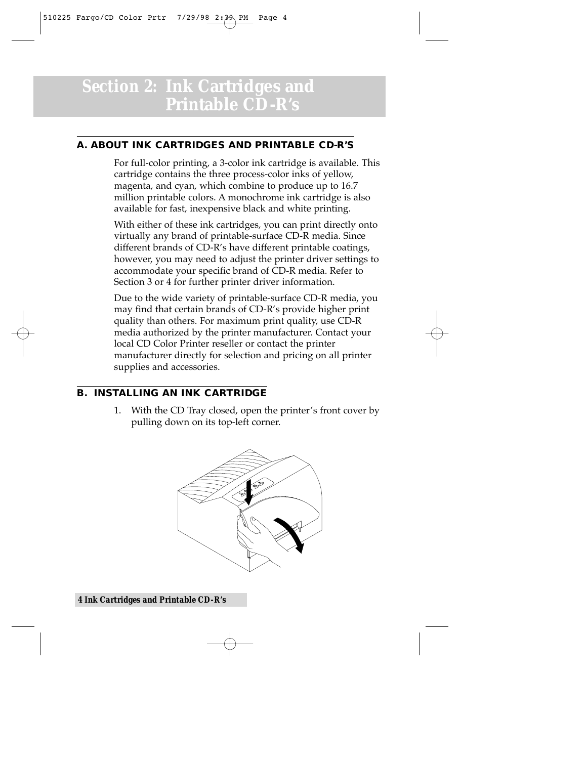# Section 2: Ink Cartridges and Printable CD-R's

## A. ABOUT INK CARTRIDGES AND PRINTABLE CD-R'S

For full-color printing, a 3-color ink cartridge is available. This cartridge contains the three process-color inks of yellow, magenta, and cyan, which combine to produce up to 16.7 million printable colors. A monochrome ink cartridge is also available for fast, inexpensive black and white printing.

With either of these ink cartridges, you can print directly onto virtually any brand of printable-surface CD-R media. Since different brands of CD-R's have different printable coatings, however, you may need to adjust the printer driver settings to accommodate your specific brand of CD-R media. Refer to Section 3 or 4 for further printer driver information.

Due to the wide variety of printable-surface CD-R media, you may find that certain brands of CD-R's provide higher print quality than others. For maximum print quality, use CD-R media authorized by the printer manufacturer. Contact your local CD Color Printer reseller or contact the printer manufacturer directly for selection and pricing on all printer supplies and accessories.

## B. INSTALLING AN INK CARTRIDGE

1. With the CD Tray closed, open the printer's front cover by pulling down on its top-left corner.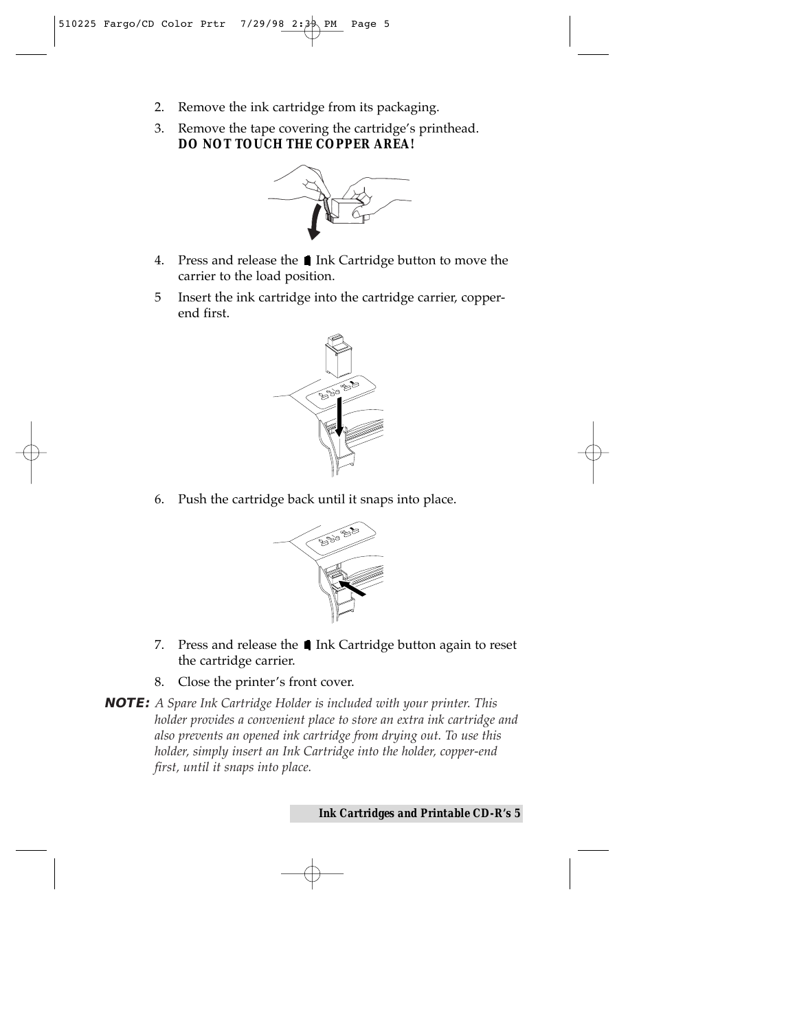2. Remove the ink cartridge from its packaging.
3. Remove the tape covering the cartridge's printhead.
   ***DO NOT TOUCH THE COPPER AREA!***
4. Press and release the ▮ Ink Cartridge button to move the carrier to the load position.
5 Insert the ink cartridge into the cartridge carrier, copper-end first.
6. Push the cartridge back until it snaps into place.
7. Press and release the ▮ Ink Cartridge button again to reset the cartridge carrier.
8. Close the printer's front cover.

***NOTE:*** *A Spare Ink Cartridge Holder is included with your printer. This holder provides a convenient place to store an extra ink cartridge and also prevents an opened ink cartridge from drying out. To use this holder, simply insert an Ink Cartridge into the holder, copper-end first, until it snaps into place.*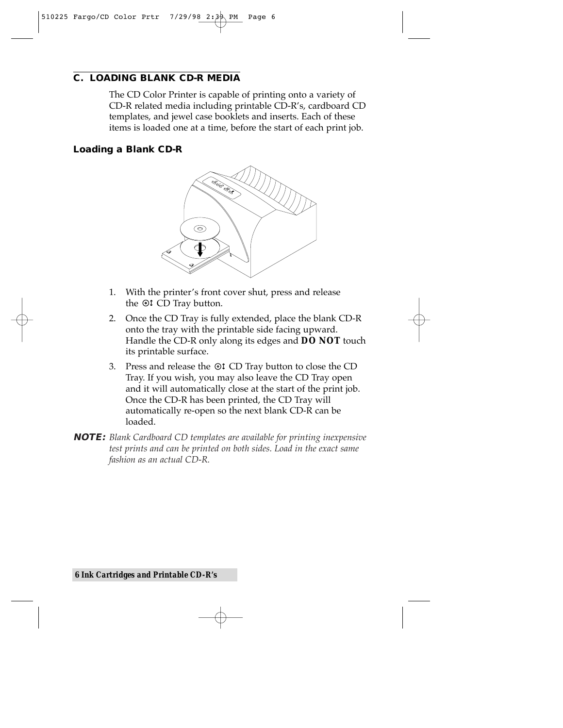## C. LOADING BLANK CD-R MEDIA

The CD Color Printer is capable of printing onto a variety of CD-R related media including printable CD-R's, cardboard CD templates, and jewel case booklets and inserts. Each of these items is loaded one at a time, before the start of each print job.

### Loading a Blank CD-R

1. With the printer's front cover shut, press and release the ⊙↕ CD Tray button.
2. Once the CD Tray is fully extended, place the blank CD-R onto the tray with the printable side facing upward. Handle the CD-R only along its edges and **DO NOT** touch its printable surface.
3. Press and release the ⊙↕ CD Tray button to close the CD Tray. If you wish, you may also leave the CD Tray open and it will automatically close at the start of the print job. Once the CD-R has been printed, the CD Tray will automatically re-open so the next blank CD-R can be loaded.

***NOTE:*** *Blank Cardboard CD templates are available for printing inexpensive test prints and can be printed on both sides. Load in the exact same fashion as an actual CD-R.*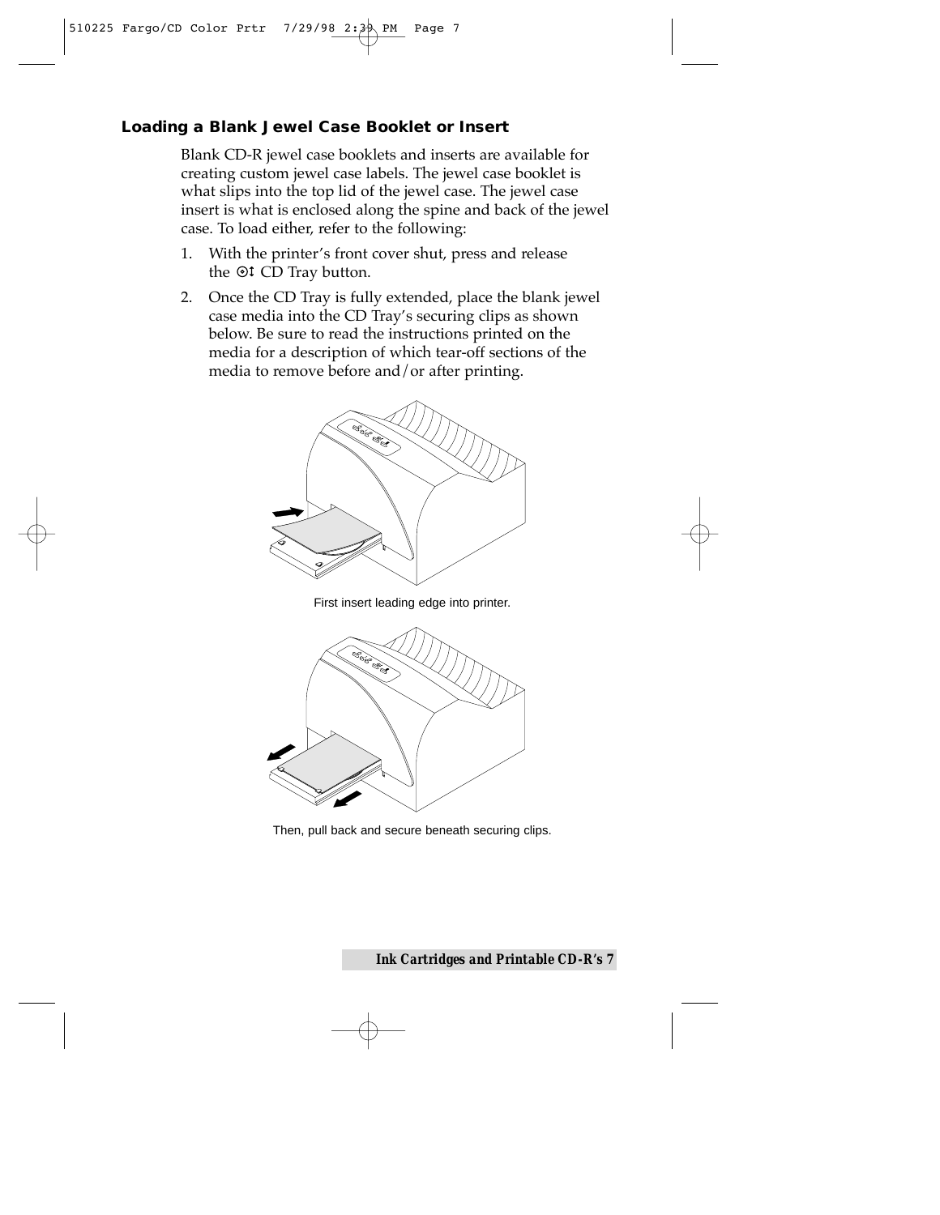## Loading a Blank Jewel Case Booklet or Insert

Blank CD-R jewel case booklets and inserts are available for creating custom jewel case labels. The jewel case booklet is what slips into the top lid of the jewel case. The jewel case insert is what is enclosed along the spine and back of the jewel case. To load either, refer to the following:

1. With the printer's front cover shut, press and release the ⊙↕ CD Tray button.
2. Once the CD Tray is fully extended, place the blank jewel case media into the CD Tray's securing clips as shown below. Be sure to read the instructions printed on the media for a description of which tear-off sections of the media to remove before and/or after printing.

First insert leading edge into printer.

Then, pull back and secure beneath securing clips.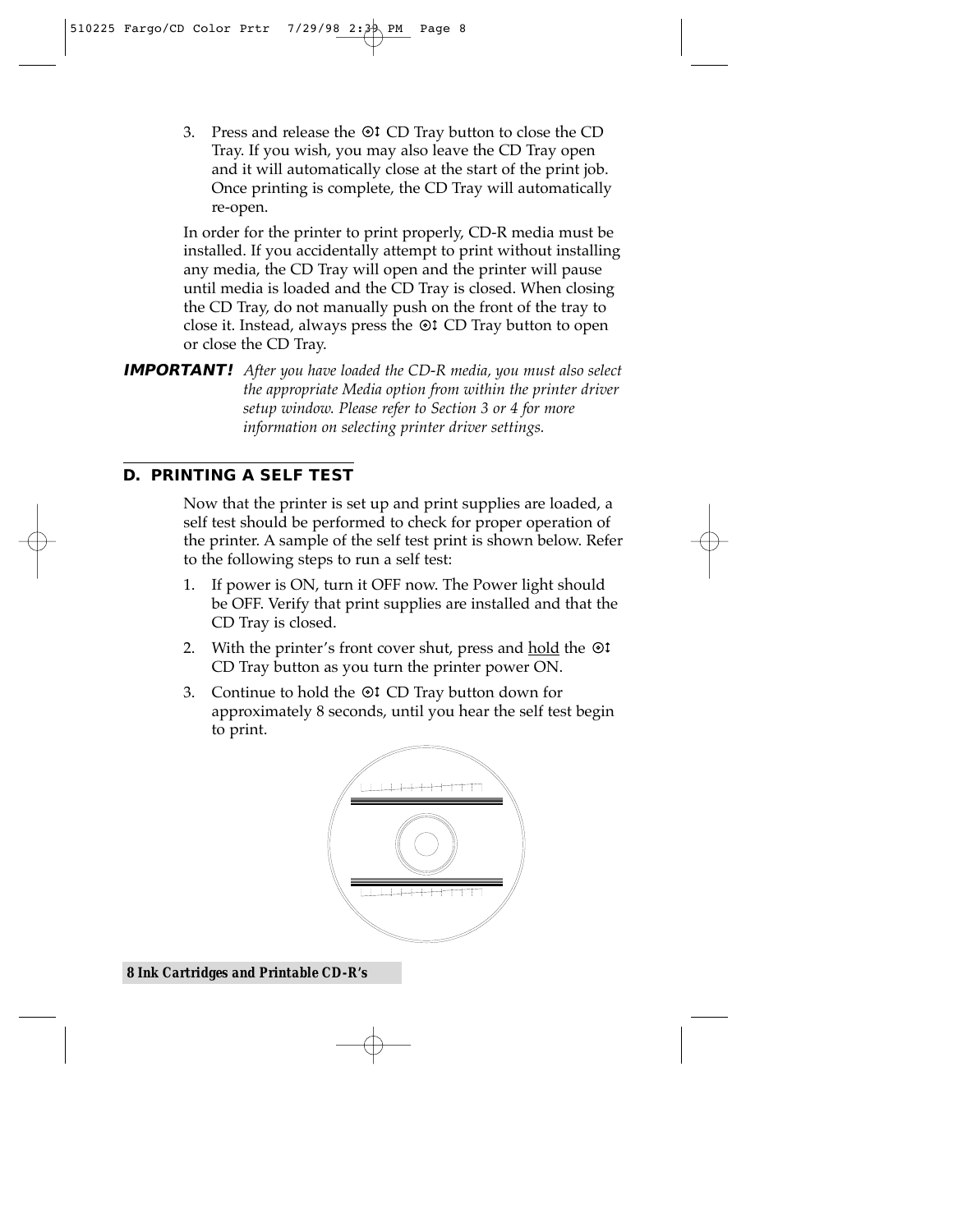3. Press and release the ⊙↕ CD Tray button to close the CD Tray. If you wish, you may also leave the CD Tray open and it will automatically close at the start of the print job. Once printing is complete, the CD Tray will automatically re-open.

In order for the printer to print properly, CD-R media must be installed. If you accidentally attempt to print without installing any media, the CD Tray will open and the printer will pause until media is loaded and the CD Tray is closed. When closing the CD Tray, do not manually push on the front of the tray to close it. Instead, always press the ⊙↕ CD Tray button to open or close the CD Tray.

***IMPORTANT!*** *After you have loaded the CD-R media, you must also select the appropriate Media option from within the printer driver setup window. Please refer to Section 3 or 4 for more information on selecting printer driver settings.*

## D. PRINTING A SELF TEST

Now that the printer is set up and print supplies are loaded, a self test should be performed to check for proper operation of the printer. A sample of the self test print is shown below. Refer to the following steps to run a self test:

1. If power is ON, turn it OFF now. The Power light should be OFF. Verify that print supplies are installed and that the CD Tray is closed.
2. With the printer's front cover shut, press and <u>hold</u> the ⊙↕ CD Tray button as you turn the printer power ON.
3. Continue to hold the ⊙↕ CD Tray button down for approximately 8 seconds, until you hear the self test begin to print.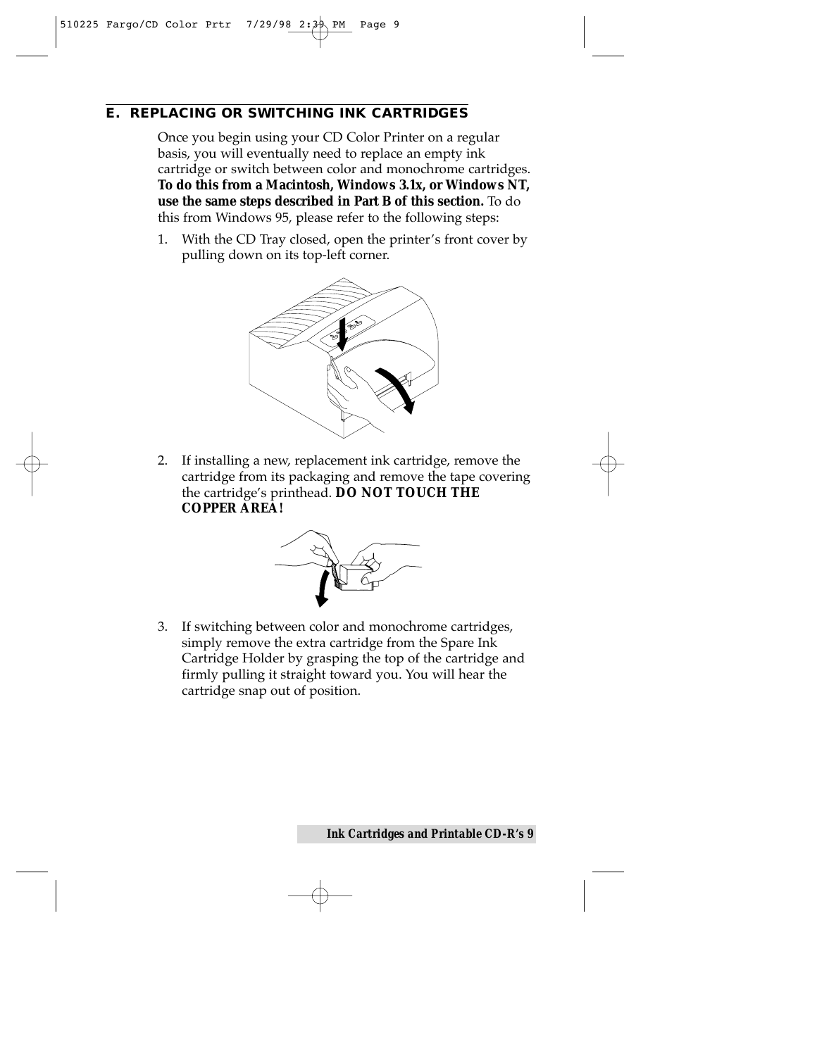## E. REPLACING OR SWITCHING INK CARTRIDGES

Once you begin using your CD Color Printer on a regular basis, you will eventually need to replace an empty ink cartridge or switch between color and monochrome cartridges. **To do this from a Macintosh, Windows 3.1x, or Windows NT, use the same steps described in Part B of this section.** To do this from Windows 95, please refer to the following steps:

1. With the CD Tray closed, open the printer's front cover by pulling down on its top-left corner.

2. If installing a new, replacement ink cartridge, remove the cartridge from its packaging and remove the tape covering the cartridge's printhead. ***DO NOT TOUCH THE COPPER AREA!***

3. If switching between color and monochrome cartridges, simply remove the extra cartridge from the Spare Ink Cartridge Holder by grasping the top of the cartridge and firmly pulling it straight toward you. You will hear the cartridge snap out of position.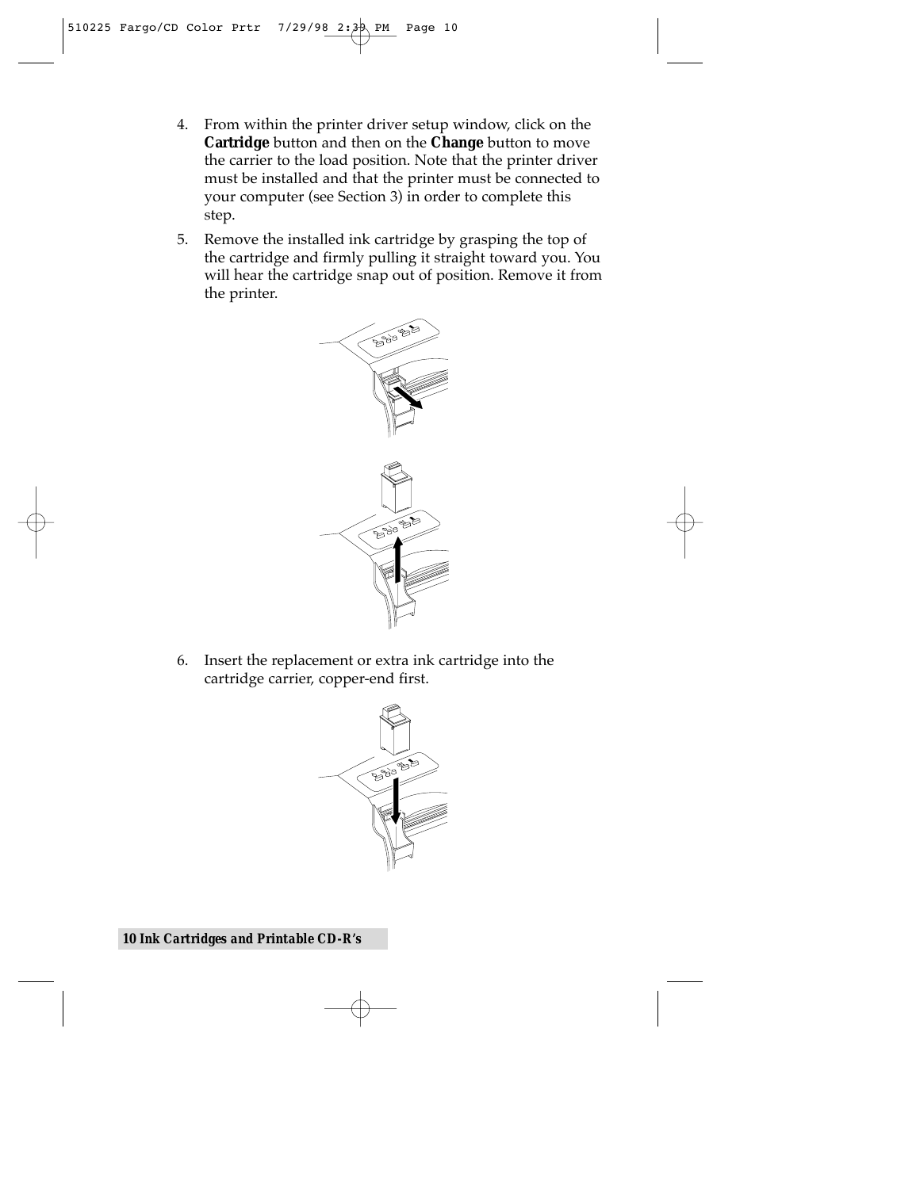4. From within the printer driver setup window, click on the **Cartridge** button and then on the **Change** button to move the carrier to the load position. Note that the printer driver must be installed and that the printer must be connected to your computer (see Section 3) in order to complete this step.
5. Remove the installed ink cartridge by grasping the top of the cartridge and firmly pulling it straight toward you. You will hear the cartridge snap out of position. Remove it from the printer.
6. Insert the replacement or extra ink cartridge into the cartridge carrier, copper-end first.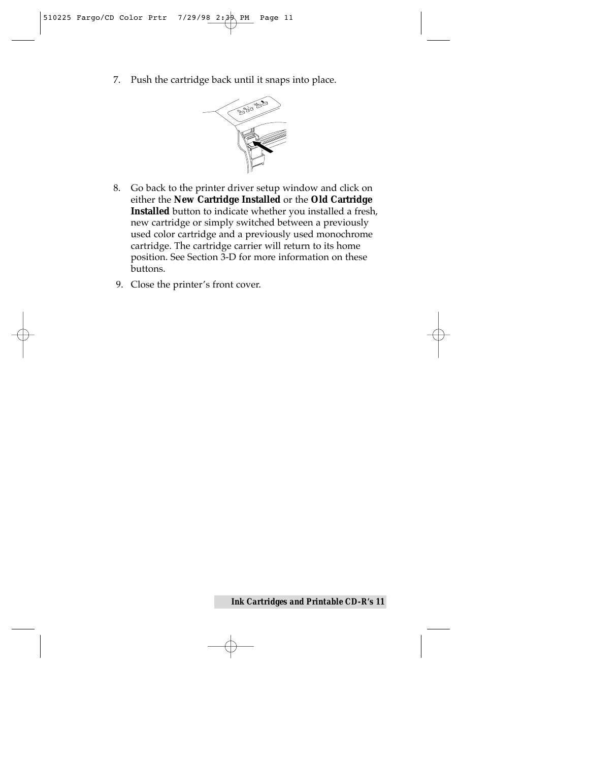7. Push the cartridge back until it snaps into place.

8. Go back to the printer driver setup window and click on either the **New Cartridge Installed** or the **Old Cartridge Installed** button to indicate whether you installed a fresh, new cartridge or simply switched between a previously used color cartridge and a previously used monochrome cartridge. The cartridge carrier will return to its home position. See Section 3-D for more information on these buttons.

9. Close the printer's front cover.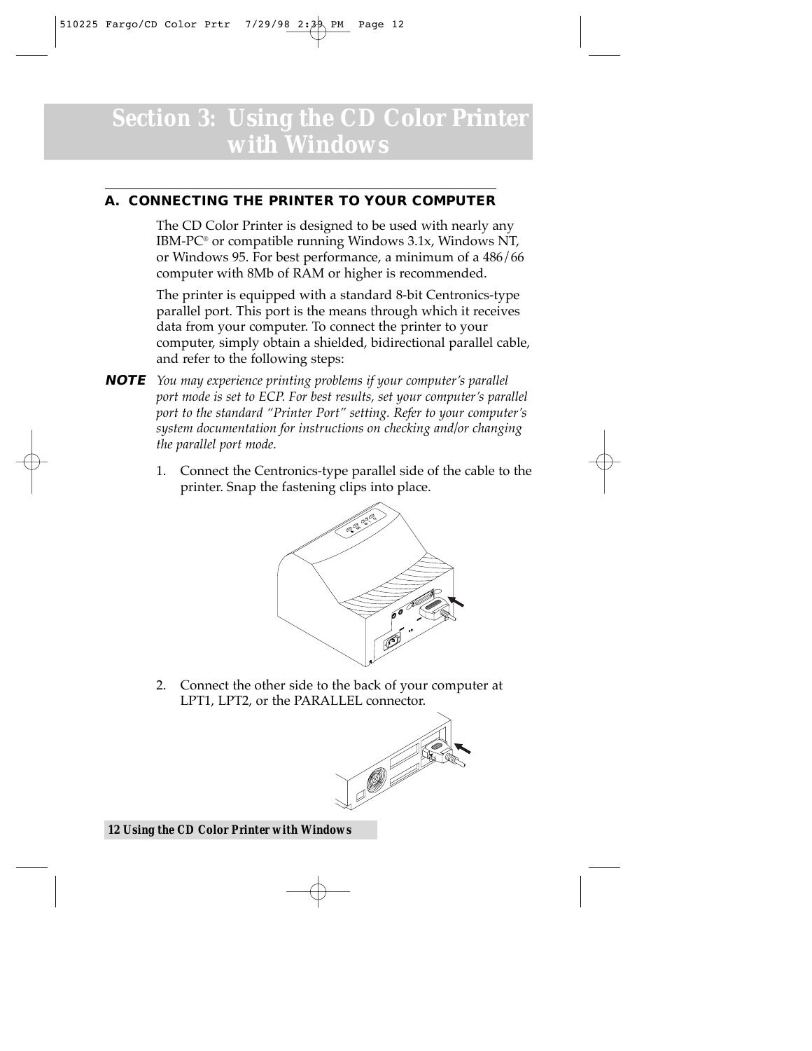# Section 3: Using the CD Color Printer with Windows

## A. CONNECTING THE PRINTER TO YOUR COMPUTER

The CD Color Printer is designed to be used with nearly any IBM-PC® or compatible running Windows 3.1x, Windows NT, or Windows 95. For best performance, a minimum of a 486/66 computer with 8Mb of RAM or higher is recommended.

The printer is equipped with a standard 8-bit Centronics-type parallel port. This port is the means through which it receives data from your computer. To connect the printer to your computer, simply obtain a shielded, bidirectional parallel cable, and refer to the following steps:

**NOTE** *You may experience printing problems if your computer's parallel port mode is set to ECP. For best results, set your computer's parallel port to the standard "Printer Port" setting. Refer to your computer's system documentation for instructions on checking and/or changing the parallel port mode.*

1. Connect the Centronics-type parallel side of the cable to the printer. Snap the fastening clips into place.

2. Connect the other side to the back of your computer at LPT1, LPT2, or the PARALLEL connector.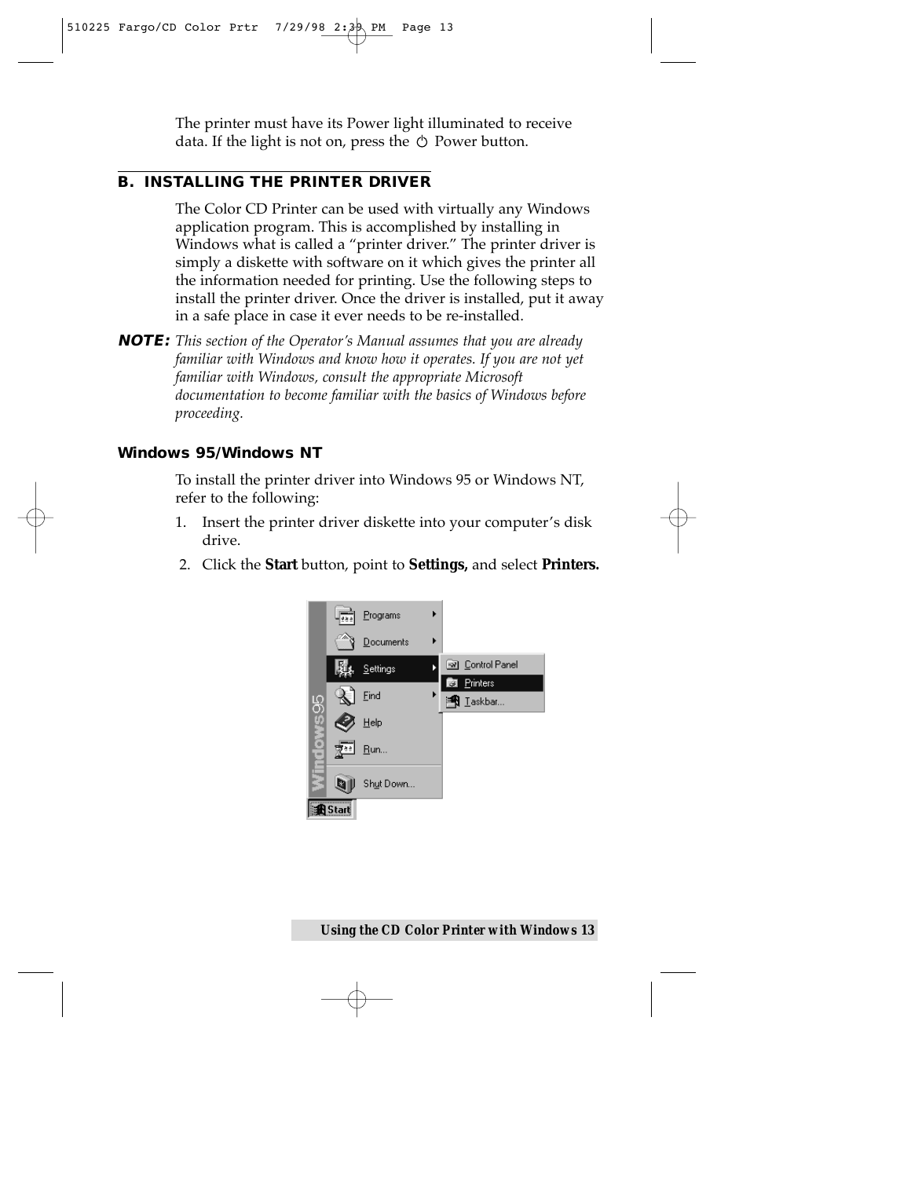The printer must have its Power light illuminated to receive data. If the light is not on, press the ⏻ Power button.

## B. INSTALLING THE PRINTER DRIVER

The Color CD Printer can be used with virtually any Windows application program. This is accomplished by installing in Windows what is called a "printer driver." The printer driver is simply a diskette with software on it which gives the printer all the information needed for printing. Use the following steps to install the printer driver. Once the driver is installed, put it away in a safe place in case it ever needs to be re-installed.

**NOTE:** *This section of the Operator's Manual assumes that you are already familiar with Windows and know how it operates. If you are not yet familiar with Windows, consult the appropriate Microsoft documentation to become familiar with the basics of Windows before proceeding.*

### Windows 95/Windows NT

To install the printer driver into Windows 95 or Windows NT, refer to the following:

1. Insert the printer driver diskette into your computer's disk drive.
2. Click the **Start** button, point to **Settings,** and select **Printers.**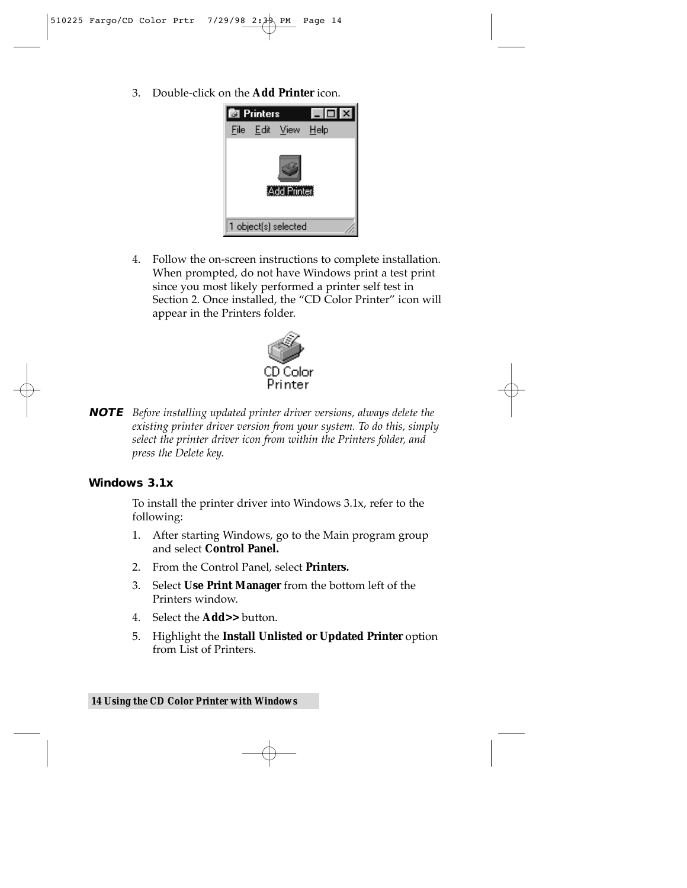3. Double-click on the **Add Printer** icon.

4. Follow the on-screen instructions to complete installation. When prompted, do not have Windows print a test print since you most likely performed a printer self test in Section 2. Once installed, the "CD Color Printer" icon will appear in the Printers folder.

**NOTE** *Before installing updated printer driver versions, always delete the existing printer driver version from your system. To do this, simply select the printer driver icon from within the Printers folder, and press the Delete key.*

### Windows 3.1x

To install the printer driver into Windows 3.1x, refer to the following:

1. After starting Windows, go to the Main program group and select **Control Panel.**
2. From the Control Panel, select **Printers.**
3. Select **Use Print Manager** from the bottom left of the Printers window.
4. Select the **Add>>** button.
5. Highlight the **Install Unlisted or Updated Printer** option from List of Printers.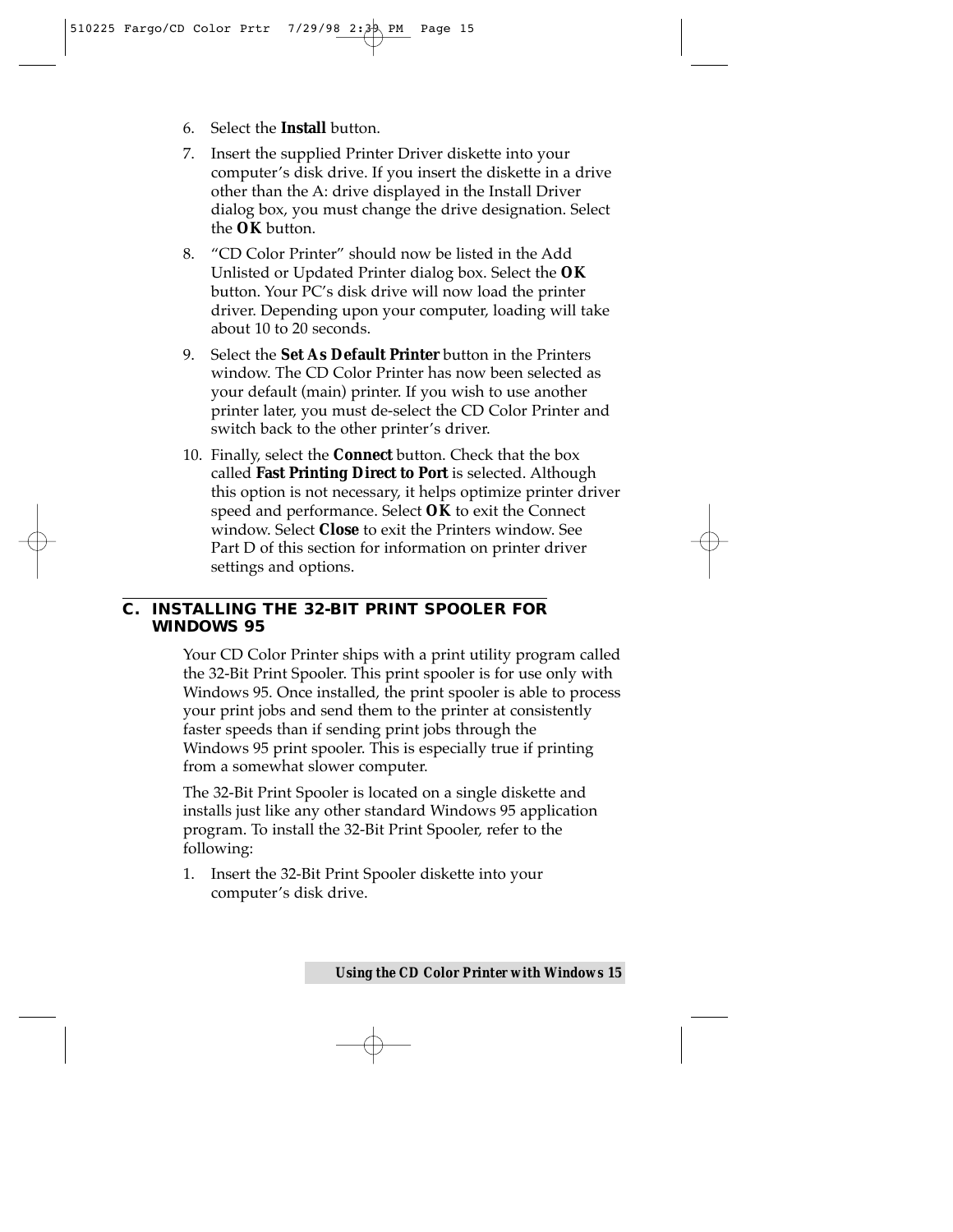6. Select the **Install** button.
7. Insert the supplied Printer Driver diskette into your computer's disk drive. If you insert the diskette in a drive other than the A: drive displayed in the Install Driver dialog box, you must change the drive designation. Select the **OK** button.
8. "CD Color Printer" should now be listed in the Add Unlisted or Updated Printer dialog box. Select the **OK** button. Your PC's disk drive will now load the printer driver. Depending upon your computer, loading will take about 10 to 20 seconds.
9. Select the **Set As Default Printer** button in the Printers window. The CD Color Printer has now been selected as your default (main) printer. If you wish to use another printer later, you must de-select the CD Color Printer and switch back to the other printer's driver.
10. Finally, select the **Connect** button. Check that the box called **Fast Printing Direct to Port** is selected. Although this option is not necessary, it helps optimize printer driver speed and performance. Select **OK** to exit the Connect window. Select **Close** to exit the Printers window. See Part D of this section for information on printer driver settings and options.

## C. INSTALLING THE 32-BIT PRINT SPOOLER FOR WINDOWS 95

Your CD Color Printer ships with a print utility program called the 32-Bit Print Spooler. This print spooler is for use only with Windows 95. Once installed, the print spooler is able to process your print jobs and send them to the printer at consistently faster speeds than if sending print jobs through the Windows 95 print spooler. This is especially true if printing from a somewhat slower computer.

The 32-Bit Print Spooler is located on a single diskette and installs just like any other standard Windows 95 application program. To install the 32-Bit Print Spooler, refer to the following:

1. Insert the 32-Bit Print Spooler diskette into your computer's disk drive.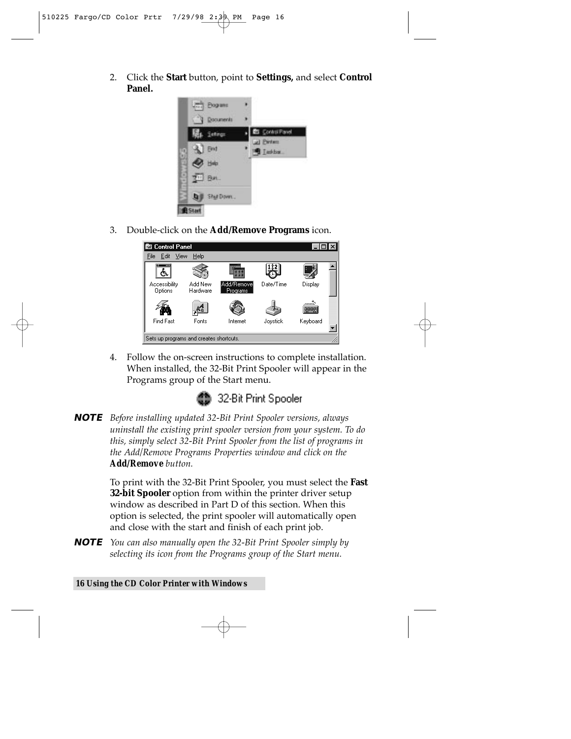2. Click the **Start** button, point to **Settings,** and select **Control Panel.**

3. Double-click on the **Add/Remove Programs** icon.

4. Follow the on-screen instructions to complete installation. When installed, the 32-Bit Print Spooler will appear in the Programs group of the Start menu.

**NOTE** *Before installing updated 32-Bit Print Spooler versions, always uninstall the existing print spooler version from your system. To do this, simply select 32-Bit Print Spooler from the list of programs in the Add/Remove Programs Properties window and click on the* ***Add/Remove*** *button.*

To print with the 32-Bit Print Spooler, you must select the **Fast 32-bit Spooler** option from within the printer driver setup window as described in Part D of this section. When this option is selected, the print spooler will automatically open and close with the start and finish of each print job.

**NOTE** *You can also manually open the 32-Bit Print Spooler simply by selecting its icon from the Programs group of the Start menu.*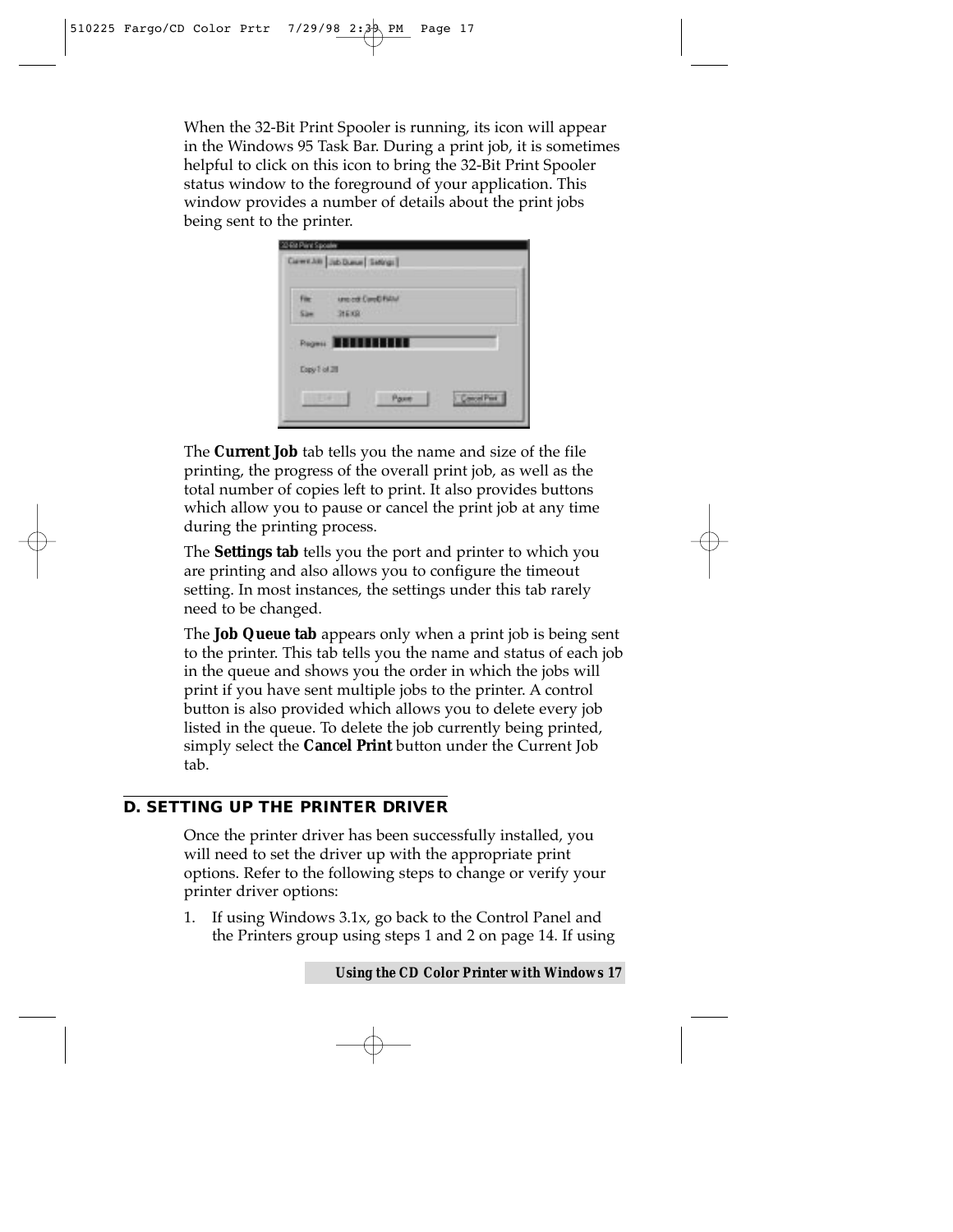When the 32-Bit Print Spooler is running, its icon will appear in the Windows 95 Task Bar. During a print job, it is sometimes helpful to click on this icon to bring the 32-Bit Print Spooler status window to the foreground of your application. This window provides a number of details about the print jobs being sent to the printer.

The **Current Job** tab tells you the name and size of the file printing, the progress of the overall print job, as well as the total number of copies left to print. It also provides buttons which allow you to pause or cancel the print job at any time during the printing process.

The **Settings tab** tells you the port and printer to which you are printing and also allows you to configure the timeout setting. In most instances, the settings under this tab rarely need to be changed.

The **Job Queue tab** appears only when a print job is being sent to the printer. This tab tells you the name and status of each job in the queue and shows you the order in which the jobs will print if you have sent multiple jobs to the printer. A control button is also provided which allows you to delete every job listed in the queue. To delete the job currently being printed, simply select the **Cancel Print** button under the Current Job tab.

## D. SETTING UP THE PRINTER DRIVER

Once the printer driver has been successfully installed, you will need to set the driver up with the appropriate print options. Refer to the following steps to change or verify your printer driver options:

1. If using Windows 3.1x, go back to the Control Panel and the Printers group using steps 1 and 2 on page 14. If using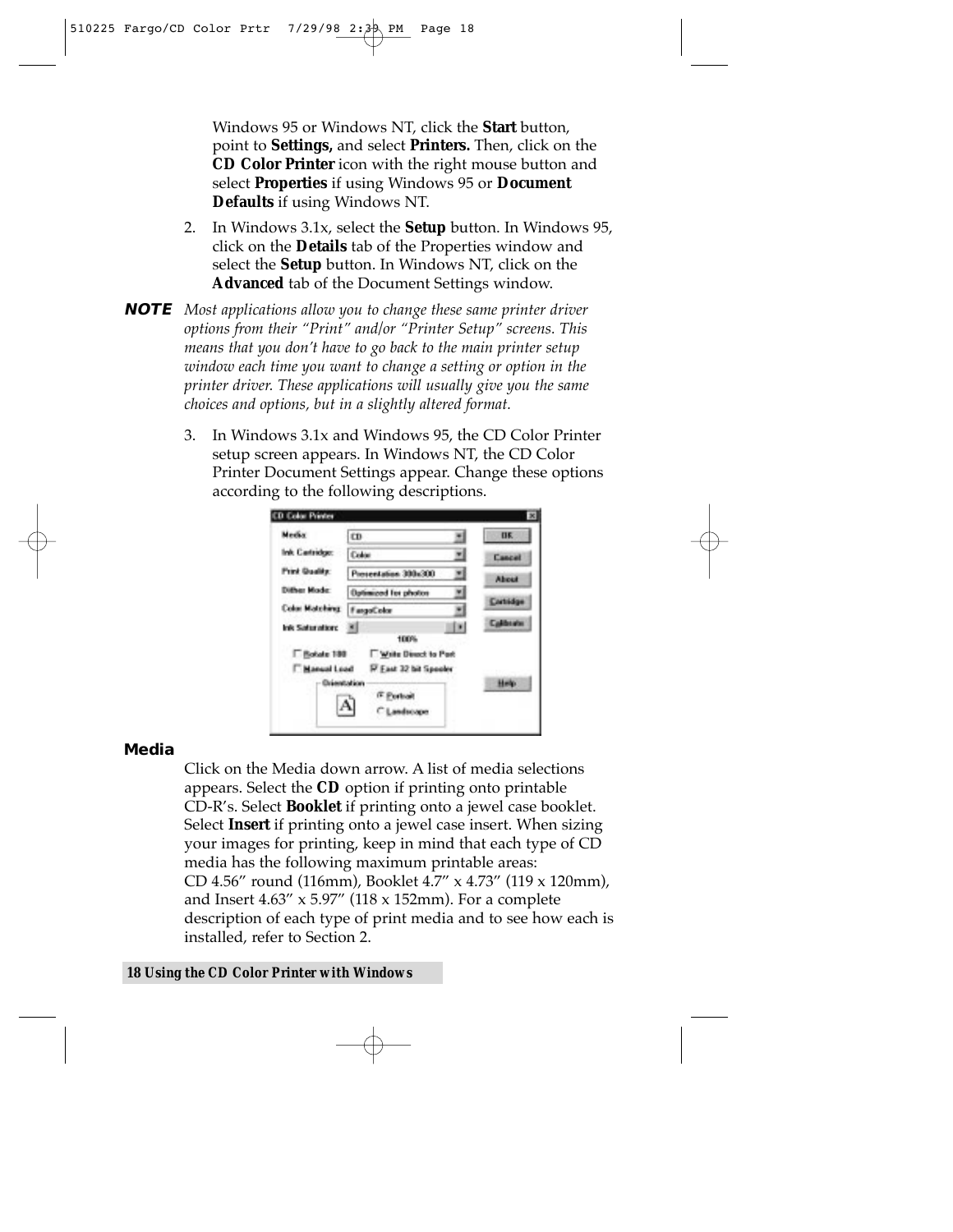Windows 95 or Windows NT, click the **Start** button, point to **Settings,** and select **Printers.** Then, click on the **CD Color Printer** icon with the right mouse button and select **Properties** if using Windows 95 or **Document Defaults** if using Windows NT.

2. In Windows 3.1x, select the **Setup** button. In Windows 95, click on the **Details** tab of the Properties window and select the **Setup** button. In Windows NT, click on the **Advanced** tab of the Document Settings window.

**NOTE** *Most applications allow you to change these same printer driver options from their "Print" and/or "Printer Setup" screens. This means that you don't have to go back to the main printer setup window each time you want to change a setting or option in the printer driver. These applications will usually give you the same choices and options, but in a slightly altered format.*

3. In Windows 3.1x and Windows 95, the CD Color Printer setup screen appears. In Windows NT, the CD Color Printer Document Settings appear. Change these options according to the following descriptions.

## Media

Click on the Media down arrow. A list of media selections appears. Select the **CD** option if printing onto printable CD-R's. Select **Booklet** if printing onto a jewel case booklet. Select **Insert** if printing onto a jewel case insert. When sizing your images for printing, keep in mind that each type of CD media has the following maximum printable areas: CD 4.56" round (116mm), Booklet 4.7" x 4.73" (119 x 120mm), and Insert 4.63" x 5.97" (118 x 152mm). For a complete description of each type of print media and to see how each is installed, refer to Section 2.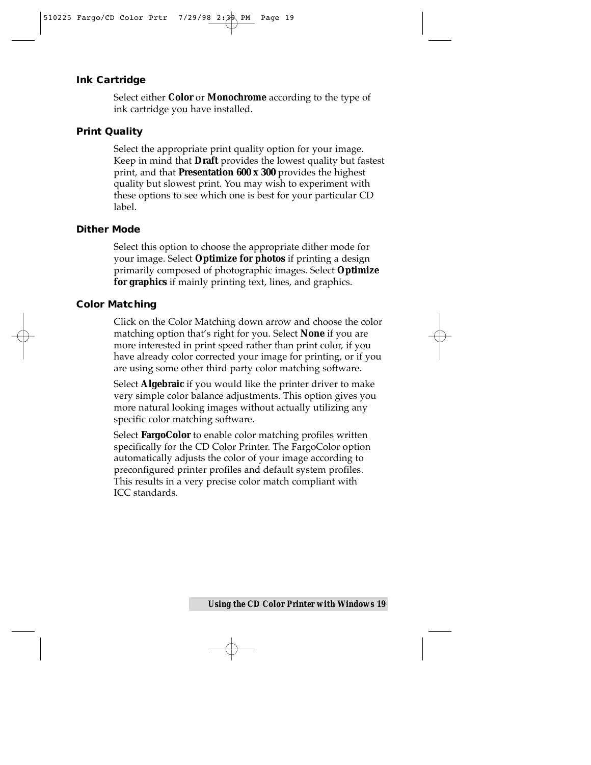### Ink Cartridge

Select either **Color** or **Monochrome** according to the type of ink cartridge you have installed.

### Print Quality

Select the appropriate print quality option for your image. Keep in mind that **Draft** provides the lowest quality but fastest print, and that **Presentation 600 x 300** provides the highest quality but slowest print. You may wish to experiment with these options to see which one is best for your particular CD label.

### Dither Mode

Select this option to choose the appropriate dither mode for your image. Select **Optimize for photos** if printing a design primarily composed of photographic images. Select **Optimize for graphics** if mainly printing text, lines, and graphics.

### Color Matching

Click on the Color Matching down arrow and choose the color matching option that's right for you. Select **None** if you are more interested in print speed rather than print color, if you have already color corrected your image for printing, or if you are using some other third party color matching software.

Select **Algebraic** if you would like the printer driver to make very simple color balance adjustments. This option gives you more natural looking images without actually utilizing any specific color matching software.

Select **FargoColor** to enable color matching profiles written specifically for the CD Color Printer. The FargoColor option automatically adjusts the color of your image according to preconfigured printer profiles and default system profiles. This results in a very precise color match compliant with ICC standards.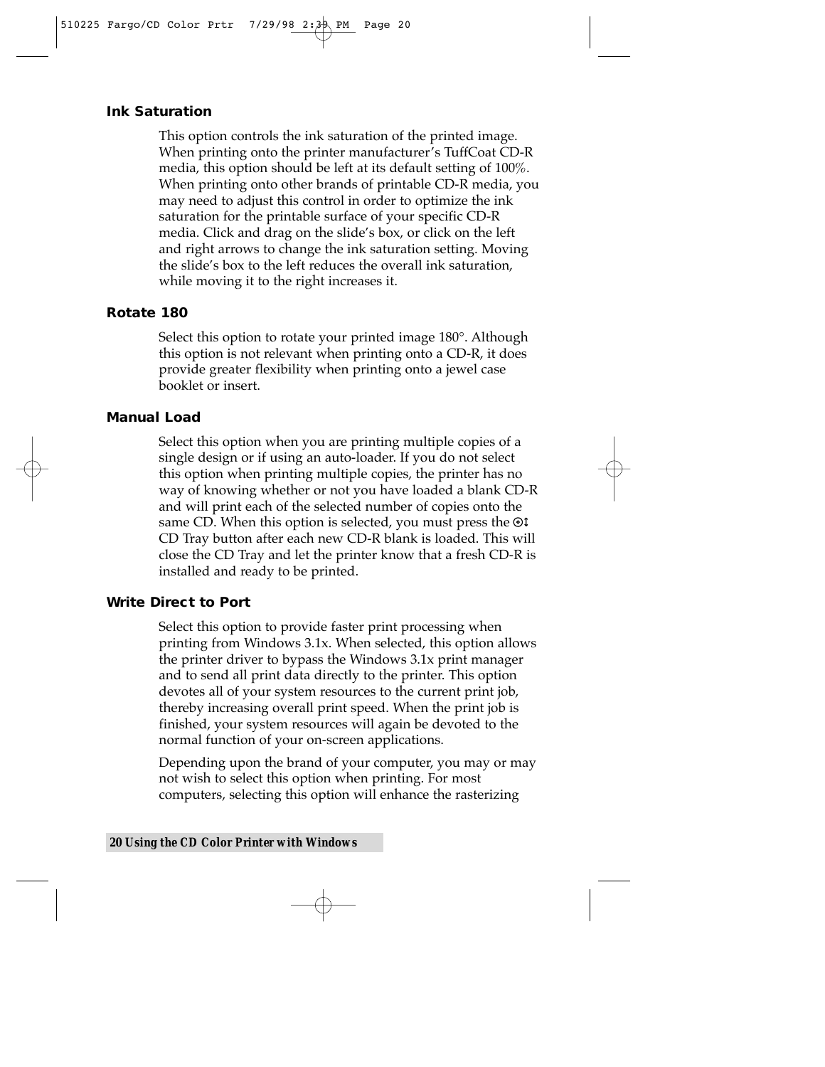### Ink Saturation

This option controls the ink saturation of the printed image. When printing onto the printer manufacturer's TuffCoat CD-R media, this option should be left at its default setting of 100%. When printing onto other brands of printable CD-R media, you may need to adjust this control in order to optimize the ink saturation for the printable surface of your specific CD-R media. Click and drag on the slide's box, or click on the left and right arrows to change the ink saturation setting. Moving the slide's box to the left reduces the overall ink saturation, while moving it to the right increases it.

### Rotate 180

Select this option to rotate your printed image 180°. Although this option is not relevant when printing onto a CD-R, it does provide greater flexibility when printing onto a jewel case booklet or insert.

### Manual Load

Select this option when you are printing multiple copies of a single design or if using an auto-loader. If you do not select this option when printing multiple copies, the printer has no way of knowing whether or not you have loaded a blank CD-R and will print each of the selected number of copies onto the same CD. When this option is selected, you must press the ⊙↕ CD Tray button after each new CD-R blank is loaded. This will close the CD Tray and let the printer know that a fresh CD-R is installed and ready to be printed.

### Write Direct to Port

Select this option to provide faster print processing when printing from Windows 3.1x. When selected, this option allows the printer driver to bypass the Windows 3.1x print manager and to send all print data directly to the printer. This option devotes all of your system resources to the current print job, thereby increasing overall print speed. When the print job is finished, your system resources will again be devoted to the normal function of your on-screen applications.

Depending upon the brand of your computer, you may or may not wish to select this option when printing. For most computers, selecting this option will enhance the rasterizing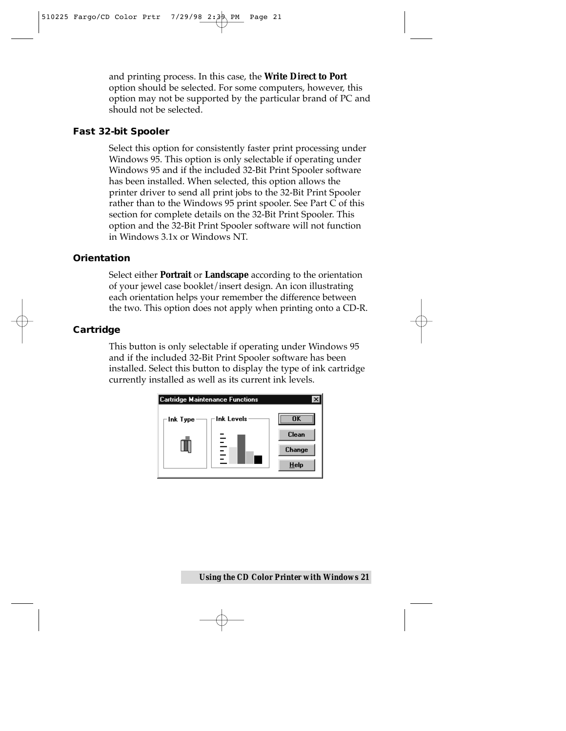and printing process. In this case, the **Write Direct to Port** option should be selected. For some computers, however, this option may not be supported by the particular brand of PC and should not be selected.

### Fast 32-bit Spooler

Select this option for consistently faster print processing under Windows 95. This option is only selectable if operating under Windows 95 and if the included 32-Bit Print Spooler software has been installed. When selected, this option allows the printer driver to send all print jobs to the 32-Bit Print Spooler rather than to the Windows 95 print spooler. See Part C of this section for complete details on the 32-Bit Print Spooler. This option and the 32-Bit Print Spooler software will not function in Windows 3.1x or Windows NT.

### Orientation

Select either **Portrait** or **Landscape** according to the orientation of your jewel case booklet/insert design. An icon illustrating each orientation helps your remember the difference between the two. This option does not apply when printing onto a CD-R.

### Cartridge

This button is only selectable if operating under Windows 95 and if the included 32-Bit Print Spooler software has been installed. Select this button to display the type of ink cartridge currently installed as well as its current ink levels.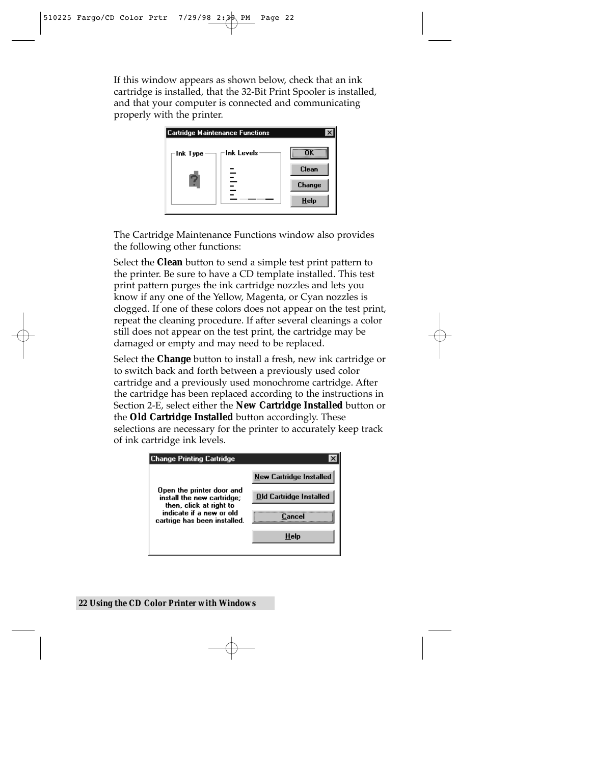If this window appears as shown below, check that an ink cartridge is installed, that the 32-Bit Print Spooler is installed, and that your computer is connected and communicating properly with the printer.

The Cartridge Maintenance Functions window also provides the following other functions:

Select the **Clean** button to send a simple test print pattern to the printer. Be sure to have a CD template installed. This test print pattern purges the ink cartridge nozzles and lets you know if any one of the Yellow, Magenta, or Cyan nozzles is clogged. If one of these colors does not appear on the test print, repeat the cleaning procedure. If after several cleanings a color still does not appear on the test print, the cartridge may be damaged or empty and may need to be replaced.

Select the **Change** button to install a fresh, new ink cartridge or to switch back and forth between a previously used color cartridge and a previously used monochrome cartridge. After the cartridge has been replaced according to the instructions in Section 2-E, select either the **New Cartridge Installed** button or the **Old Cartridge Installed** button accordingly. These selections are necessary for the printer to accurately keep track of ink cartridge ink levels.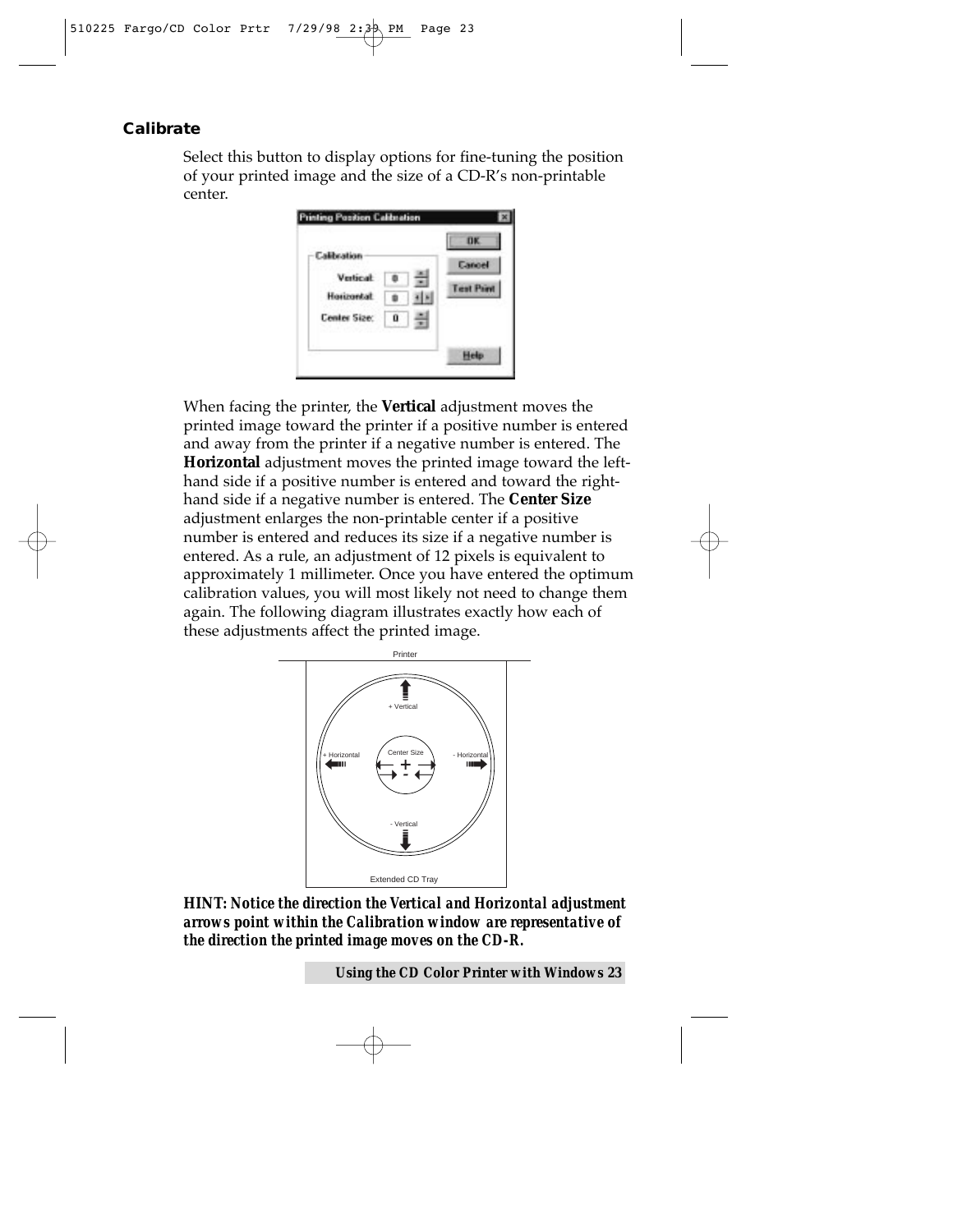## Calibrate

Select this button to display options for fine-tuning the position of your printed image and the size of a CD-R's non-printable center.

When facing the printer, the **Vertical** adjustment moves the printed image toward the printer if a positive number is entered and away from the printer if a negative number is entered. The **Horizontal** adjustment moves the printed image toward the left-hand side if a positive number is entered and toward the right-hand side if a negative number is entered. The **Center Size** adjustment enlarges the non-printable center if a positive number is entered and reduces its size if a negative number is entered. As a rule, an adjustment of 12 pixels is equivalent to approximately 1 millimeter. Once you have entered the optimum calibration values, you will most likely not need to change them again. The following diagram illustrates exactly how each of these adjustments affect the printed image.

***HINT: Notice the direction the Vertical and Horizontal adjustment arrows point within the Calibration window are representative of the direction the printed image moves on the CD-R.***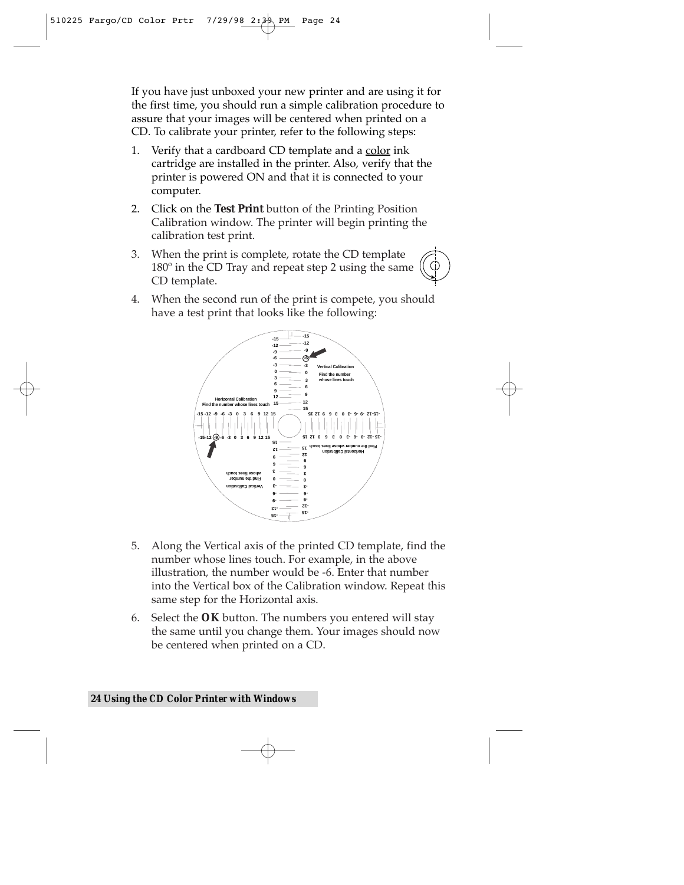If you have just unboxed your new printer and are using it for the first time, you should run a simple calibration procedure to assure that your images will be centered when printed on a CD. To calibrate your printer, refer to the following steps:

1. Verify that a cardboard CD template and a color ink cartridge are installed in the printer. Also, verify that the printer is powered ON and that it is connected to your computer.
2. Click on the ***Test Print*** button of the Printing Position Calibration window. The printer will begin printing the calibration test print.
3. When the print is complete, rotate the CD template 180º in the CD Tray and repeat step 2 using the same CD template.
4. When the second run of the print is compete, you should have a test print that looks like the following:
5. Along the Vertical axis of the printed CD template, find the number whose lines touch. For example, in the above illustration, the number would be -6. Enter that number into the Vertical box of the Calibration window. Repeat this same step for the Horizontal axis.
6. Select the ***OK*** button. The numbers you entered will stay the same until you change them. Your images should now be centered when printed on a CD.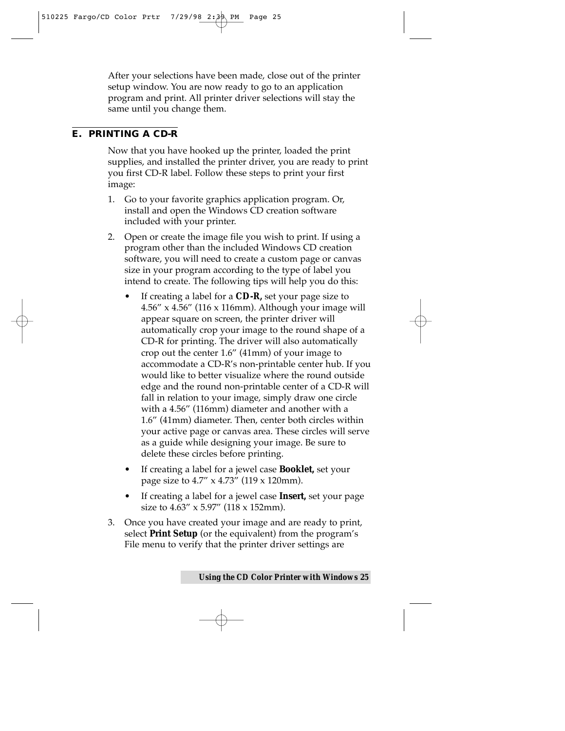After your selections have been made, close out of the printer setup window. You are now ready to go to an application program and print. All printer driver selections will stay the same until you change them.

## E. PRINTING A CD-R

Now that you have hooked up the printer, loaded the print supplies, and installed the printer driver, you are ready to print you first CD-R label. Follow these steps to print your first image:

1. Go to your favorite graphics application program. Or, install and open the Windows CD creation software included with your printer.

2. Open or create the image file you wish to print. If using a program other than the included Windows CD creation software, you will need to create a custom page or canvas size in your program according to the type of label you intend to create. The following tips will help you do this:

   - If creating a label for a **CD-R,** set your page size to 4.56″ x 4.56″ (116 x 116mm). Although your image will appear square on screen, the printer driver will automatically crop your image to the round shape of a CD-R for printing. The driver will also automatically crop out the center 1.6″ (41mm) of your image to accommodate a CD-R's non-printable center hub. If you would like to better visualize where the round outside edge and the round non-printable center of a CD-R will fall in relation to your image, simply draw one circle with a 4.56″ (116mm) diameter and another with a 1.6″ (41mm) diameter. Then, center both circles within your active page or canvas area. These circles will serve as a guide while designing your image. Be sure to delete these circles before printing.

   - If creating a label for a jewel case **Booklet,** set your page size to 4.7″ x 4.73″ (119 x 120mm).

   - If creating a label for a jewel case **Insert,** set your page size to 4.63″ x 5.97″ (118 x 152mm).

3. Once you have created your image and are ready to print, select **Print Setup** (or the equivalent) from the program's File menu to verify that the printer driver settings are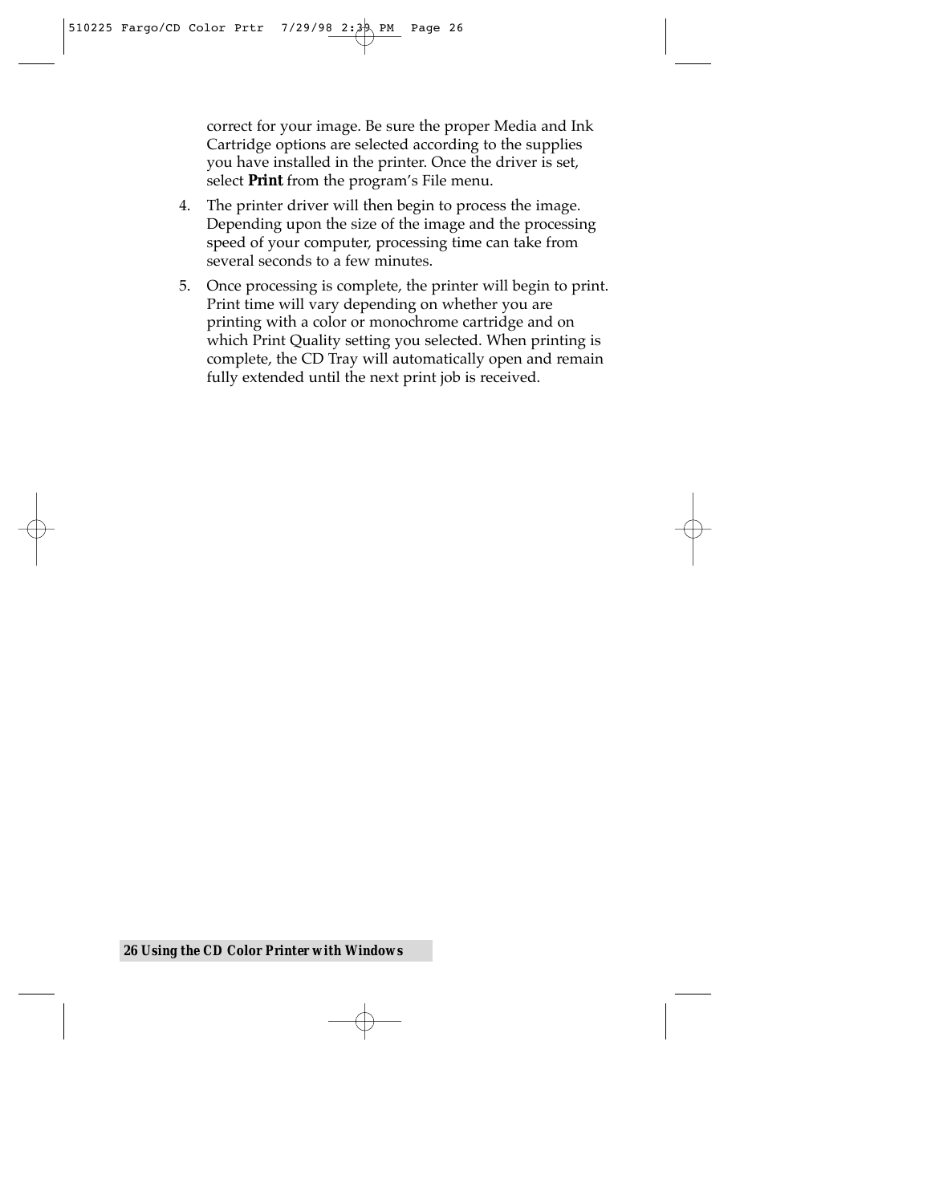correct for your image. Be sure the proper Media and Ink Cartridge options are selected according to the supplies you have installed in the printer. Once the driver is set, select ***Print*** from the program's File menu.

4. The printer driver will then begin to process the image. Depending upon the size of the image and the processing speed of your computer, processing time can take from several seconds to a few minutes.

5. Once processing is complete, the printer will begin to print. Print time will vary depending on whether you are printing with a color or monochrome cartridge and on which Print Quality setting you selected. When printing is complete, the CD Tray will automatically open and remain fully extended until the next print job is received.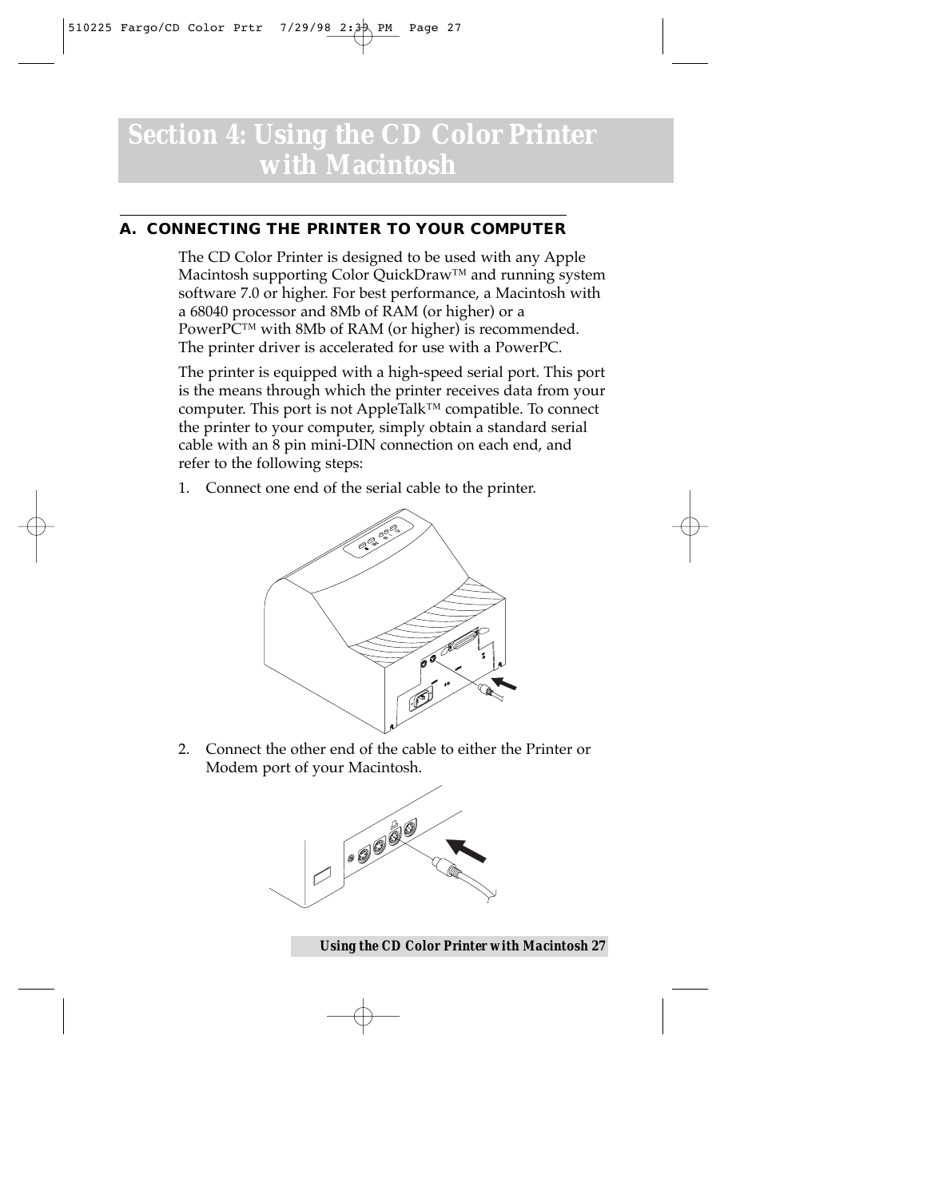# Section 4: Using the CD Color Printer with Macintosh

## A. CONNECTING THE PRINTER TO YOUR COMPUTER

The CD Color Printer is designed to be used with any Apple Macintosh supporting Color QuickDraw™ and running system software 7.0 or higher. For best performance, a Macintosh with a 68040 processor and 8Mb of RAM (or higher) or a PowerPC™ with 8Mb of RAM (or higher) is recommended. The printer driver is accelerated for use with a PowerPC.

The printer is equipped with a high-speed serial port. This port is the means through which the printer receives data from your computer. This port is not AppleTalk™ compatible. To connect the printer to your computer, simply obtain a standard serial cable with an 8 pin mini-DIN connection on each end, and refer to the following steps:

1. Connect one end of the serial cable to the printer.

2. Connect the other end of the cable to either the Printer or Modem port of your Macintosh.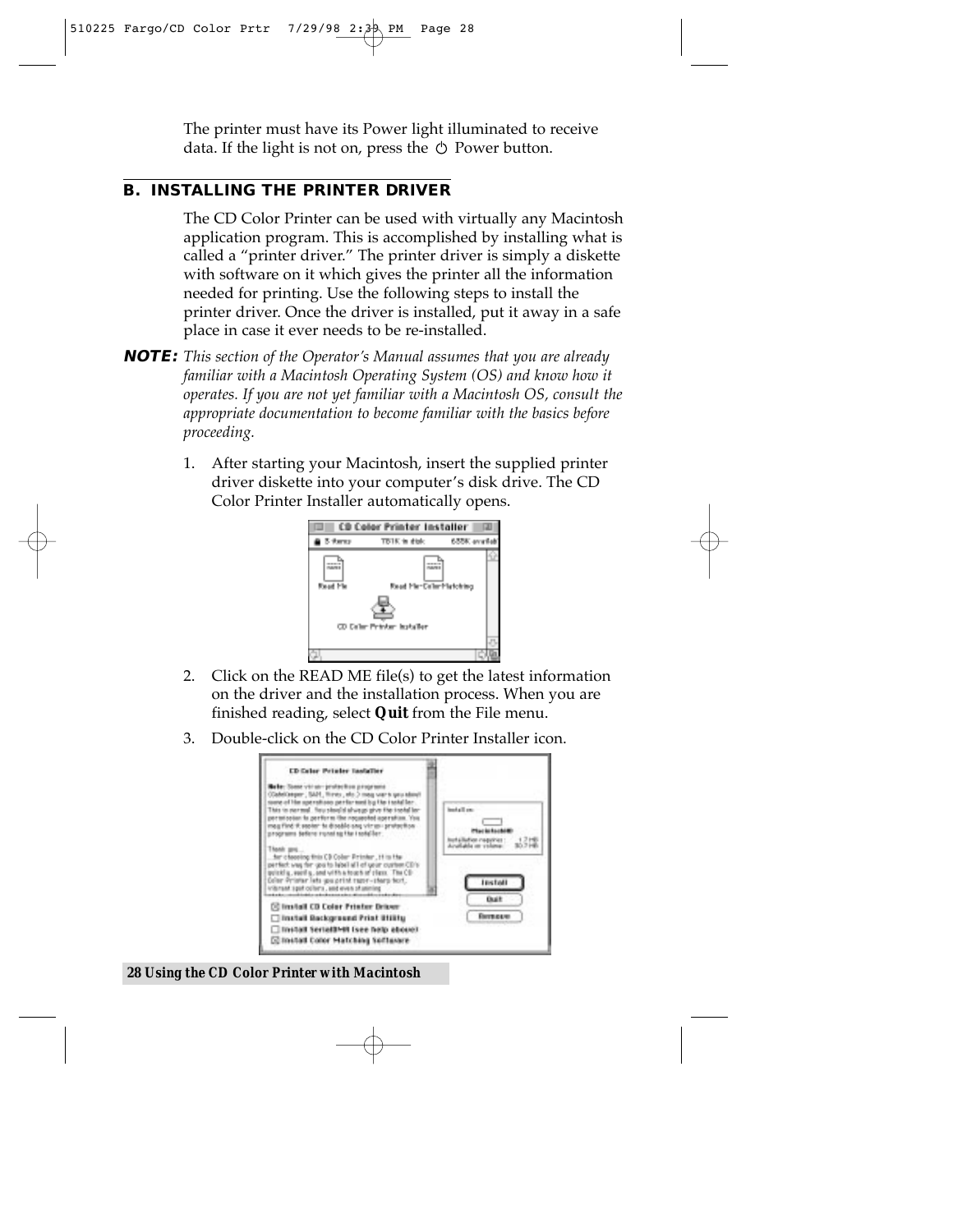The printer must have its Power light illuminated to receive data. If the light is not on, press the ⏻ Power button.

## B. INSTALLING THE PRINTER DRIVER

The CD Color Printer can be used with virtually any Macintosh application program. This is accomplished by installing what is called a “printer driver.” The printer driver is simply a diskette with software on it which gives the printer all the information needed for printing. Use the following steps to install the printer driver. Once the driver is installed, put it away in a safe place in case it ever needs to be re-installed.

**NOTE:** *This section of the Operator’s Manual assumes that you are already familiar with a Macintosh Operating System (OS) and know how it operates. If you are not yet familiar with a Macintosh OS, consult the appropriate documentation to become familiar with the basics before proceeding.*

1. After starting your Macintosh, insert the supplied printer driver diskette into your computer’s disk drive. The CD Color Printer Installer automatically opens.

2. Click on the READ ME file(s) to get the latest information on the driver and the installation process. When you are finished reading, select **Quit** from the File menu.

3. Double-click on the CD Color Printer Installer icon.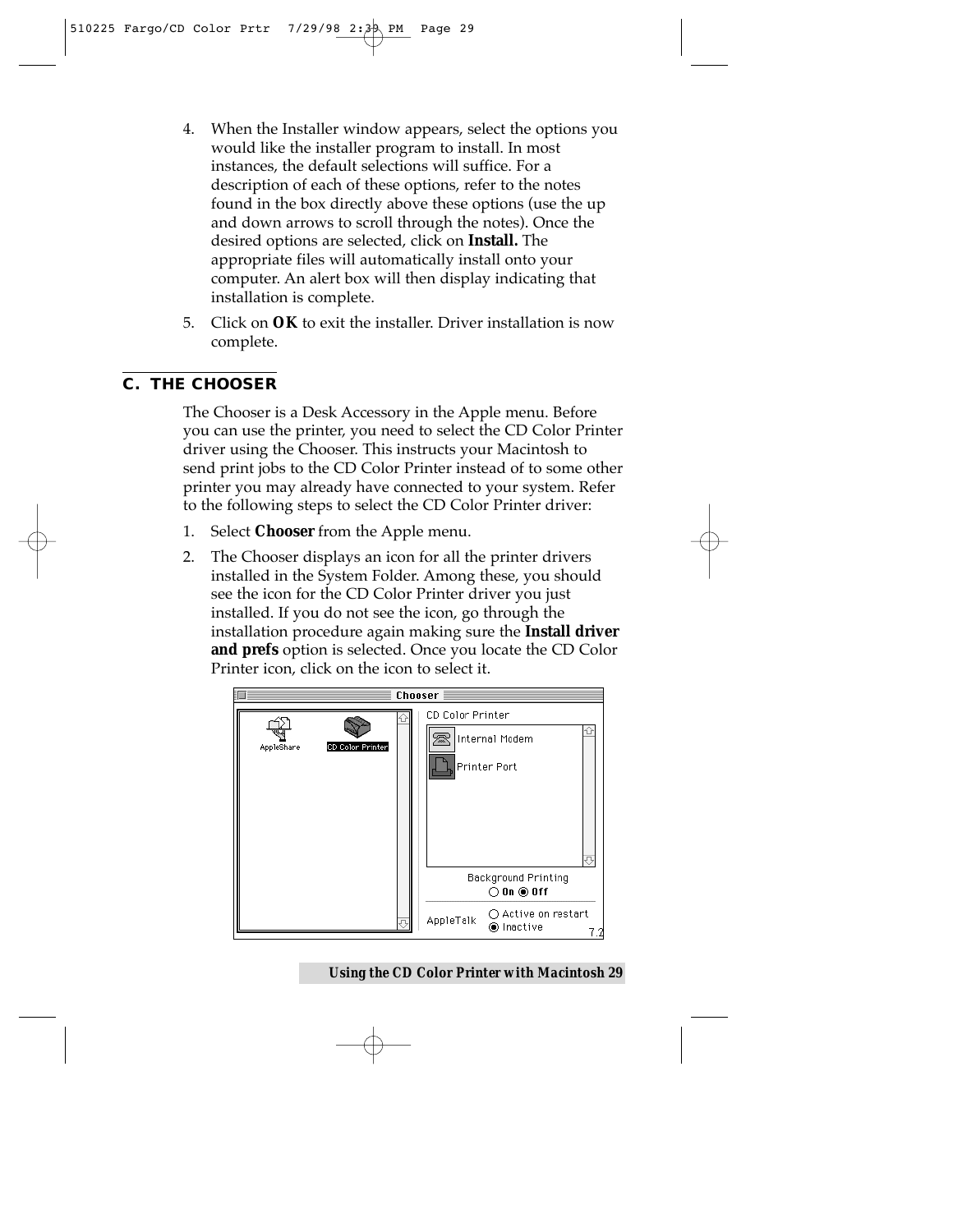4. When the Installer window appears, select the options you would like the installer program to install. In most instances, the default selections will suffice. For a description of each of these options, refer to the notes found in the box directly above these options (use the up and down arrows to scroll through the notes). Once the desired options are selected, click on **Install.** The appropriate files will automatically install onto your computer. An alert box will then display indicating that installation is complete.

5. Click on **OK** to exit the installer. Driver installation is now complete.

## C. THE CHOOSER

The Chooser is a Desk Accessory in the Apple menu. Before you can use the printer, you need to select the CD Color Printer driver using the Chooser. This instructs your Macintosh to send print jobs to the CD Color Printer instead of to some other printer you may already have connected to your system. Refer to the following steps to select the CD Color Printer driver:

1. Select **Chooser** from the Apple menu.

2. The Chooser displays an icon for all the printer drivers installed in the System Folder. Among these, you should see the icon for the CD Color Printer driver you just installed. If you do not see the icon, go through the installation procedure again making sure the **Install driver and prefs** option is selected. Once you locate the CD Color Printer icon, click on the icon to select it.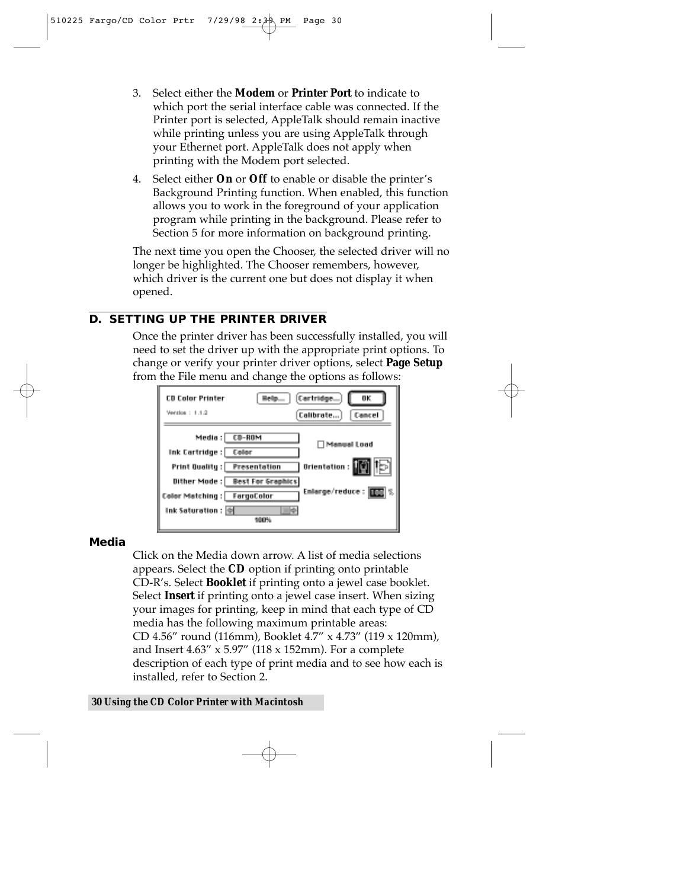3. Select either the **Modem** or **Printer Port** to indicate to which port the serial interface cable was connected. If the Printer port is selected, AppleTalk should remain inactive while printing unless you are using AppleTalk through your Ethernet port. AppleTalk does not apply when printing with the Modem port selected.
4. Select either **On** or **Off** to enable or disable the printer's Background Printing function. When enabled, this function allows you to work in the foreground of your application program while printing in the background. Please refer to Section 5 for more information on background printing.

The next time you open the Chooser, the selected driver will no longer be highlighted. The Chooser remembers, however, which driver is the current one but does not display it when opened.

## D. SETTING UP THE PRINTER DRIVER

Once the printer driver has been successfully installed, you will need to set the driver up with the appropriate print options. To change or verify your printer driver options, select **Page Setup** from the File menu and change the options as follows:

### Media

Click on the Media down arrow. A list of media selections appears. Select the **CD** option if printing onto printable CD-R's. Select **Booklet** if printing onto a jewel case booklet. Select **Insert** if printing onto a jewel case insert. When sizing your images for printing, keep in mind that each type of CD media has the following maximum printable areas: CD 4.56" round (116mm), Booklet 4.7" x 4.73" (119 x 120mm), and Insert 4.63" x 5.97" (118 x 152mm). For a complete description of each type of print media and to see how each is installed, refer to Section 2.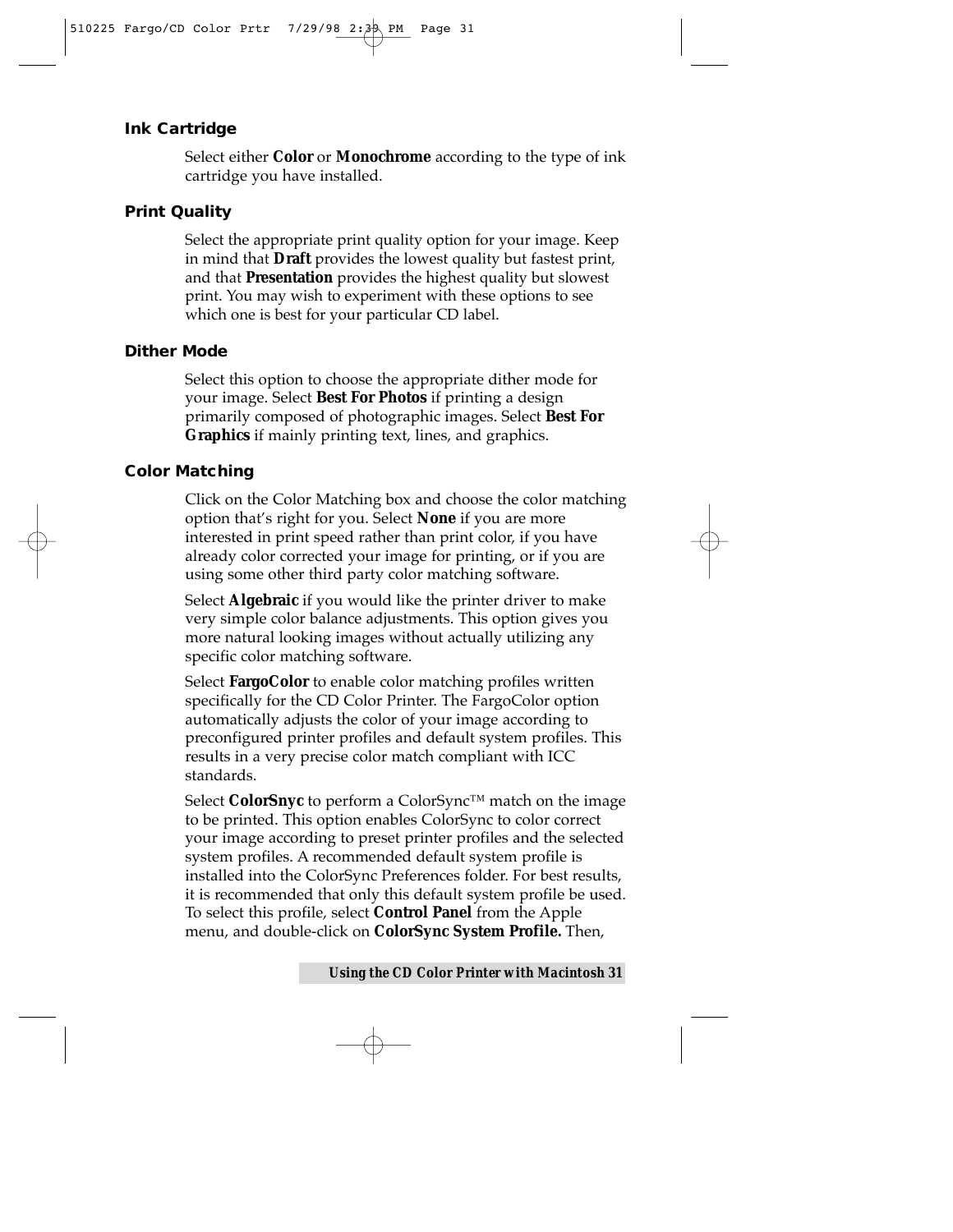### Ink Cartridge

Select either **Color** or **Monochrome** according to the type of ink cartridge you have installed.

### Print Quality

Select the appropriate print quality option for your image. Keep in mind that **Draft** provides the lowest quality but fastest print, and that **Presentation** provides the highest quality but slowest print. You may wish to experiment with these options to see which one is best for your particular CD label.

### Dither Mode

Select this option to choose the appropriate dither mode for your image. Select **Best For Photos** if printing a design primarily composed of photographic images. Select **Best For Graphics** if mainly printing text, lines, and graphics.

### Color Matching

Click on the Color Matching box and choose the color matching option that's right for you. Select **None** if you are more interested in print speed rather than print color, if you have already color corrected your image for printing, or if you are using some other third party color matching software.

Select **Algebraic** if you would like the printer driver to make very simple color balance adjustments. This option gives you more natural looking images without actually utilizing any specific color matching software.

Select **FargoColor** to enable color matching profiles written specifically for the CD Color Printer. The FargoColor option automatically adjusts the color of your image according to preconfigured printer profiles and default system profiles. This results in a very precise color match compliant with ICC standards.

Select **ColorSnyc** to perform a ColorSync™ match on the image to be printed. This option enables ColorSync to color correct your image according to preset printer profiles and the selected system profiles. A recommended default system profile is installed into the ColorSync Preferences folder. For best results, it is recommended that only this default system profile be used. To select this profile, select **Control Panel** from the Apple menu, and double-click on **ColorSync System Profile.** Then,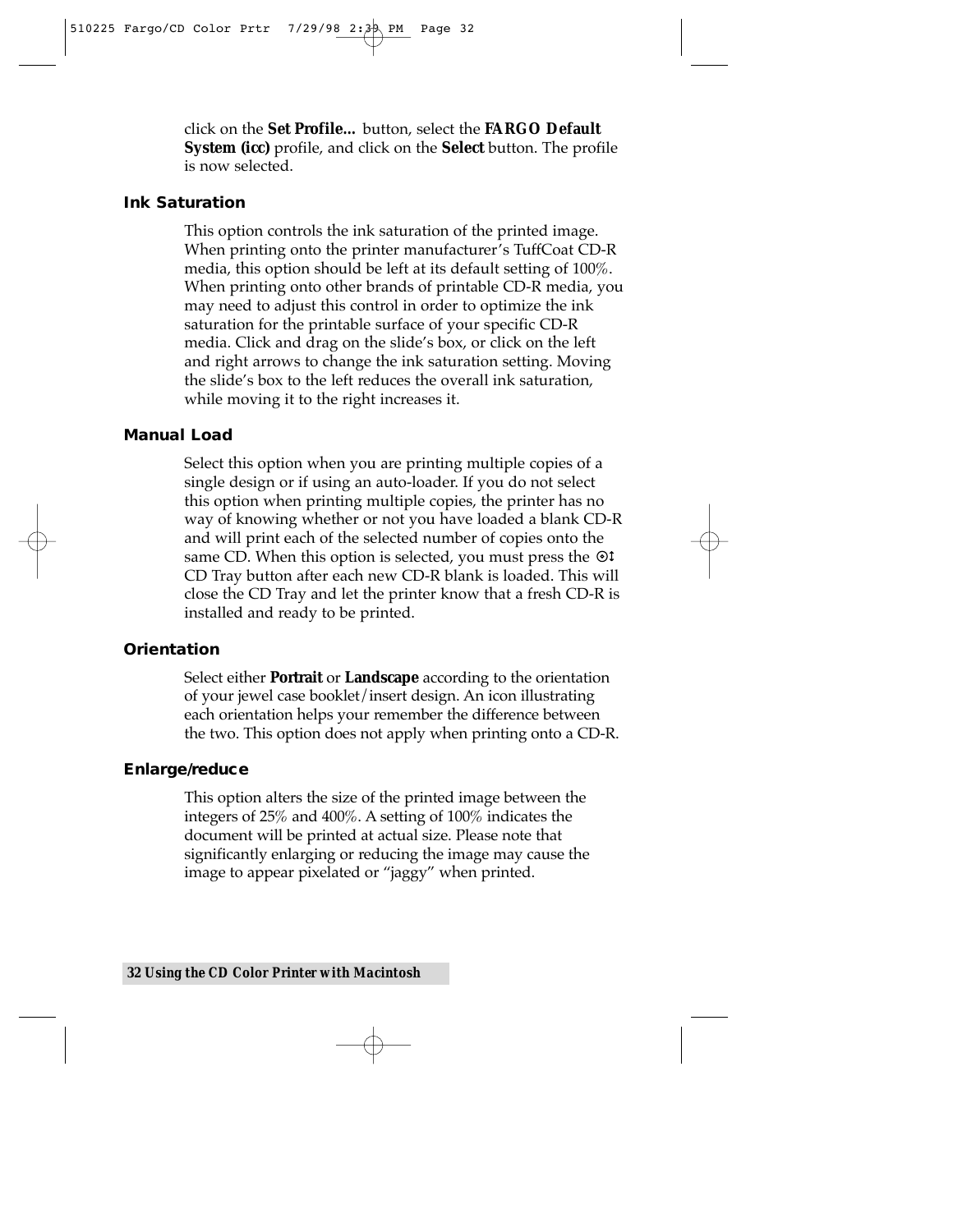click on the **Set Profile...** button, select the **FARGO Default System (icc)** profile, and click on the **Select** button. The profile is now selected.

### Ink Saturation

This option controls the ink saturation of the printed image. When printing onto the printer manufacturer's TuffCoat CD-R media, this option should be left at its default setting of 100%. When printing onto other brands of printable CD-R media, you may need to adjust this control in order to optimize the ink saturation for the printable surface of your specific CD-R media. Click and drag on the slide's box, or click on the left and right arrows to change the ink saturation setting. Moving the slide's box to the left reduces the overall ink saturation, while moving it to the right increases it.

### Manual Load

Select this option when you are printing multiple copies of a single design or if using an auto-loader. If you do not select this option when printing multiple copies, the printer has no way of knowing whether or not you have loaded a blank CD-R and will print each of the selected number of copies onto the same CD. When this option is selected, you must press the ⊙↕ CD Tray button after each new CD-R blank is loaded. This will close the CD Tray and let the printer know that a fresh CD-R is installed and ready to be printed.

### Orientation

Select either **Portrait** or **Landscape** according to the orientation of your jewel case booklet/insert design. An icon illustrating each orientation helps your remember the difference between the two. This option does not apply when printing onto a CD-R.

### Enlarge/reduce

This option alters the size of the printed image between the integers of 25% and 400%. A setting of 100% indicates the document will be printed at actual size. Please note that significantly enlarging or reducing the image may cause the image to appear pixelated or "jaggy" when printed.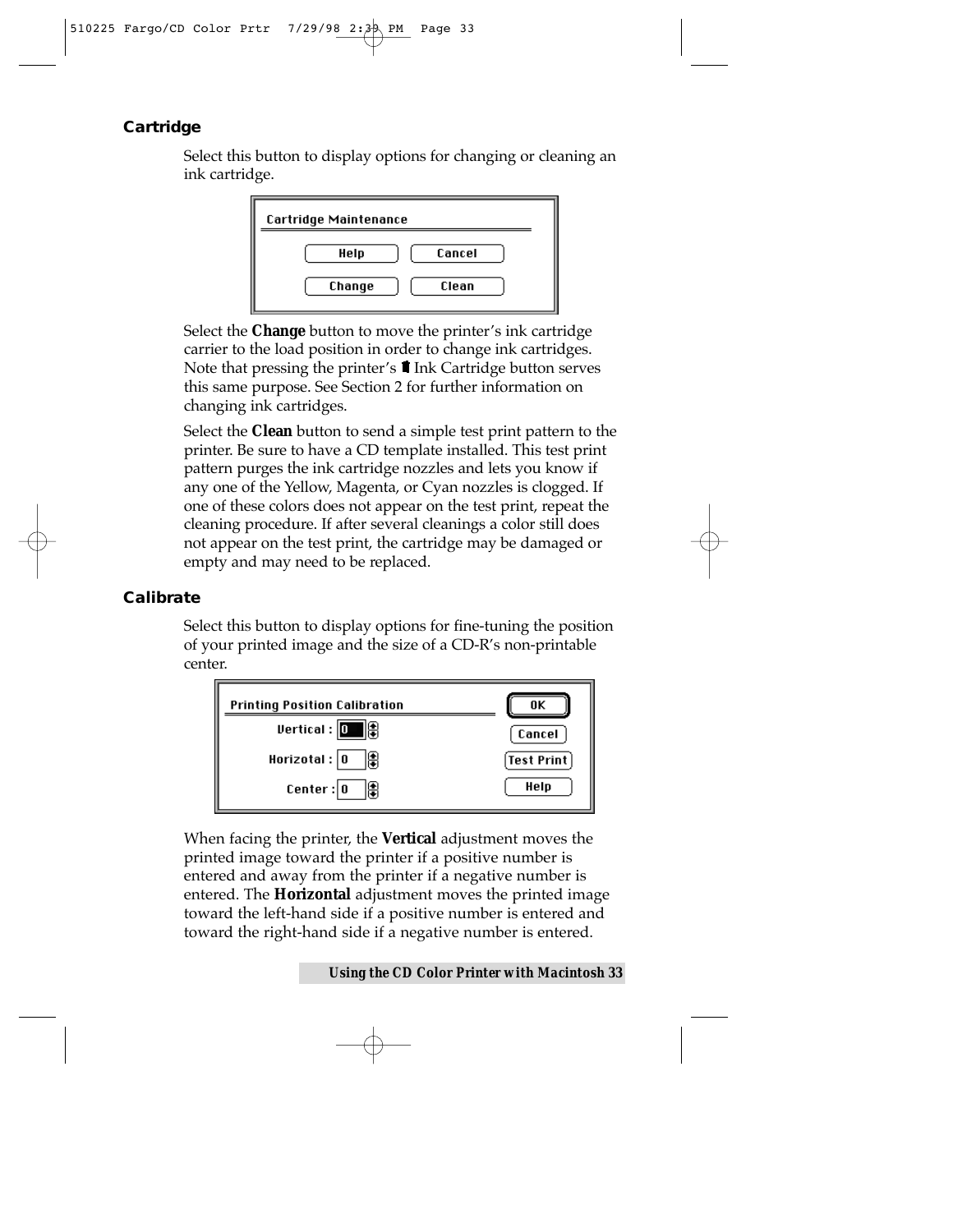## Cartridge

Select this button to display options for changing or cleaning an ink cartridge.

Cartridge Maintenance

Help | Cancel

Change | Clean

Select the **Change** button to move the printer's ink cartridge carrier to the load position in order to change ink cartridges. Note that pressing the printer's Ink Cartridge button serves this same purpose. See Section 2 for further information on changing ink cartridges.

Select the **Clean** button to send a simple test print pattern to the printer. Be sure to have a CD template installed. This test print pattern purges the ink cartridge nozzles and lets you know if any one of the Yellow, Magenta, or Cyan nozzles is clogged. If one of these colors does not appear on the test print, repeat the cleaning procedure. If after several cleanings a color still does not appear on the test print, the cartridge may be damaged or empty and may need to be replaced.

## Calibrate

Select this button to display options for fine-tuning the position of your printed image and the size of a CD-R's non-printable center.

Printing Position Calibration

Vertical : 0

Horizotal : 0

Center : 0

OK | Cancel | Test Print | Help

When facing the printer, the **Vertical** adjustment moves the printed image toward the printer if a positive number is entered and away from the printer if a negative number is entered. The **Horizontal** adjustment moves the printed image toward the left-hand side if a positive number is entered and toward the right-hand side if a negative number is entered.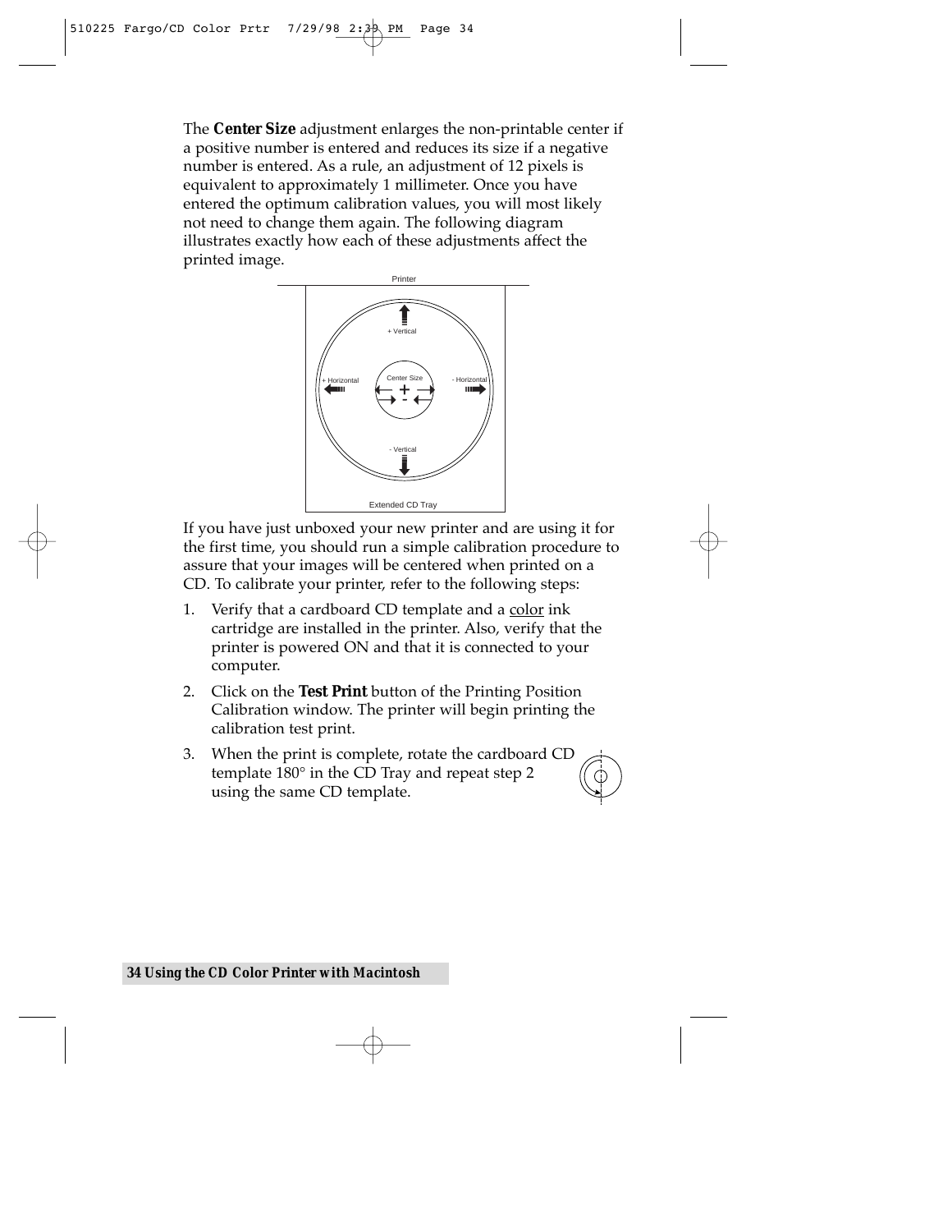The **Center Size** adjustment enlarges the non-printable center if a positive number is entered and reduces its size if a negative number is entered. As a rule, an adjustment of 12 pixels is equivalent to approximately 1 millimeter. Once you have entered the optimum calibration values, you will most likely not need to change them again. The following diagram illustrates exactly how each of these adjustments affect the printed image.

Printer

+ Vertical

+ Horizontal

Center Size

- Horizontal

- Vertical

Extended CD Tray

If you have just unboxed your new printer and are using it for the first time, you should run a simple calibration procedure to assure that your images will be centered when printed on a CD. To calibrate your printer, refer to the following steps:

1. Verify that a cardboard CD template and a color ink cartridge are installed in the printer. Also, verify that the printer is powered ON and that it is connected to your computer.
2. Click on the **Test Print** button of the Printing Position Calibration window. The printer will begin printing the calibration test print.
3. When the print is complete, rotate the cardboard CD template 180° in the CD Tray and repeat step 2 using the same CD template.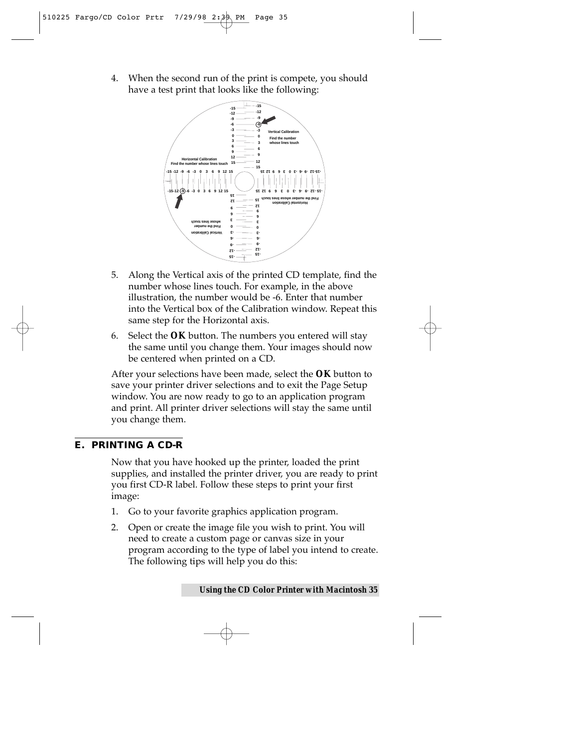4. When the second run of the print is compete, you should have a test print that looks like the following:

5. Along the Vertical axis of the printed CD template, find the number whose lines touch. For example, in the above illustration, the number would be -6. Enter that number into the Vertical box of the Calibration window. Repeat this same step for the Horizontal axis.

6. Select the **OK** button. The numbers you entered will stay the same until you change them. Your images should now be centered when printed on a CD.

After your selections have been made, select the **OK** button to save your printer driver selections and to exit the Page Setup window. You are now ready to go to an application program and print. All printer driver selections will stay the same until you change them.

## E. PRINTING A CD-R

Now that you have hooked up the printer, loaded the print supplies, and installed the printer driver, you are ready to print you first CD-R label. Follow these steps to print your first image:

1. Go to your favorite graphics application program.

2. Open or create the image file you wish to print. You will need to create a custom page or canvas size in your program according to the type of label you intend to create. The following tips will help you do this: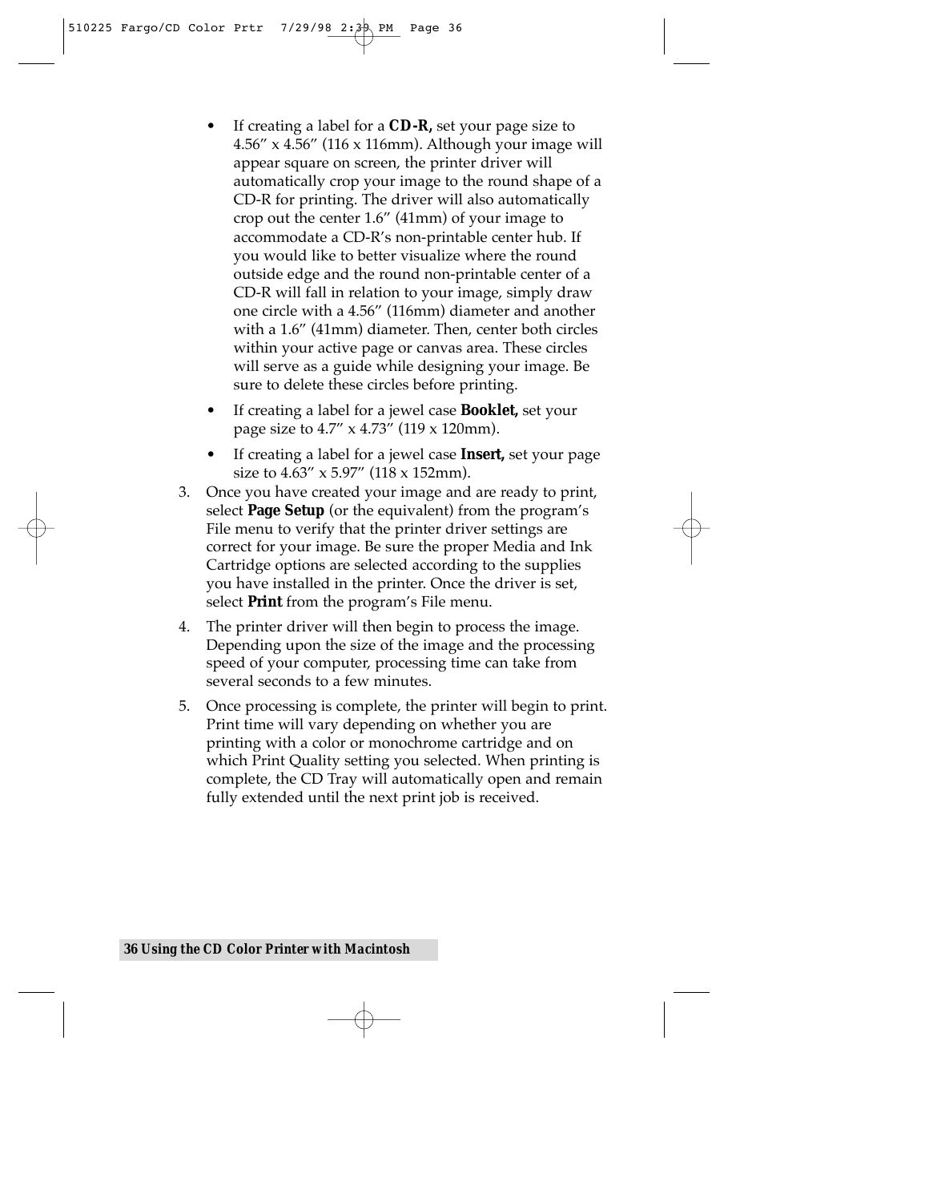- If creating a label for a **CD-R,** set your page size to 4.56″ x 4.56″ (116 x 116mm). Although your image will appear square on screen, the printer driver will automatically crop your image to the round shape of a CD-R for printing. The driver will also automatically crop out the center 1.6″ (41mm) of your image to accommodate a CD-R's non-printable center hub. If you would like to better visualize where the round outside edge and the round non-printable center of a CD-R will fall in relation to your image, simply draw one circle with a 4.56″ (116mm) diameter and another with a 1.6″ (41mm) diameter. Then, center both circles within your active page or canvas area. These circles will serve as a guide while designing your image. Be sure to delete these circles before printing.
- If creating a label for a jewel case **Booklet,** set your page size to 4.7″ x 4.73″ (119 x 120mm).
- If creating a label for a jewel case **Insert,** set your page size to 4.63″ x 5.97″ (118 x 152mm).

3. Once you have created your image and are ready to print, select **Page Setup** (or the equivalent) from the program's File menu to verify that the printer driver settings are correct for your image. Be sure the proper Media and Ink Cartridge options are selected according to the supplies you have installed in the printer. Once the driver is set, select **Print** from the program's File menu.
4. The printer driver will then begin to process the image. Depending upon the size of the image and the processing speed of your computer, processing time can take from several seconds to a few minutes.
5. Once processing is complete, the printer will begin to print. Print time will vary depending on whether you are printing with a color or monochrome cartridge and on which Print Quality setting you selected. When printing is complete, the CD Tray will automatically open and remain fully extended until the next print job is received.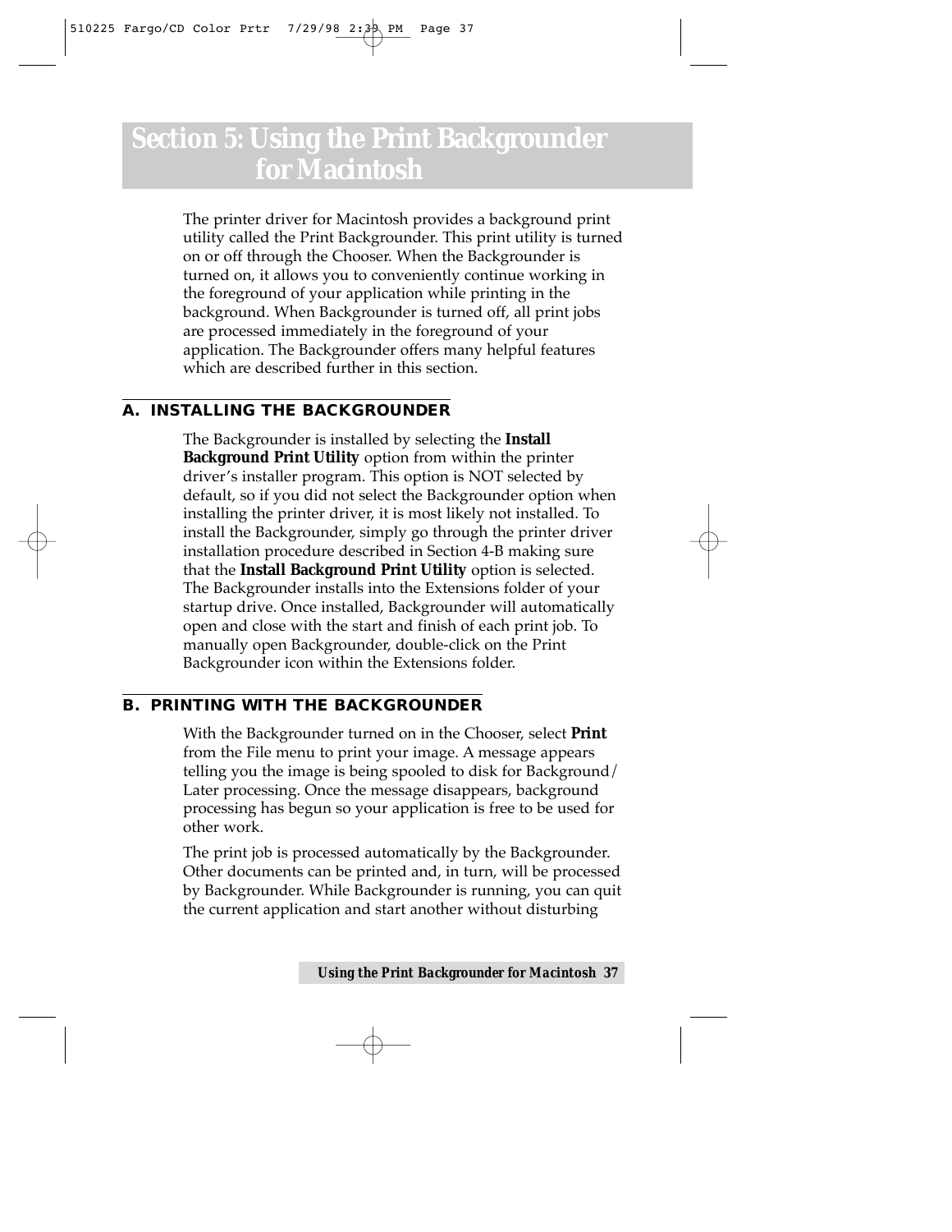# Section 5: Using the Print Backgrounder for Macintosh

The printer driver for Macintosh provides a background print utility called the Print Backgrounder. This print utility is turned on or off through the Chooser. When the Backgrounder is turned on, it allows you to conveniently continue working in the foreground of your application while printing in the background. When Backgrounder is turned off, all print jobs are processed immediately in the foreground of your application. The Backgrounder offers many helpful features which are described further in this section.

## A. INSTALLING THE BACKGROUNDER

The Backgrounder is installed by selecting the **Install Background Print Utility** option from within the printer driver's installer program. This option is NOT selected by default, so if you did not select the Backgrounder option when installing the printer driver, it is most likely not installed. To install the Backgrounder, simply go through the printer driver installation procedure described in Section 4-B making sure that the **Install Background Print Utility** option is selected. The Backgrounder installs into the Extensions folder of your startup drive. Once installed, Backgrounder will automatically open and close with the start and finish of each print job. To manually open Backgrounder, double-click on the Print Backgrounder icon within the Extensions folder.

## B. PRINTING WITH THE BACKGROUNDER

With the Backgrounder turned on in the Chooser, select **Print** from the File menu to print your image. A message appears telling you the image is being spooled to disk for Background/ Later processing. Once the message disappears, background processing has begun so your application is free to be used for other work.

The print job is processed automatically by the Backgrounder. Other documents can be printed and, in turn, will be processed by Backgrounder. While Backgrounder is running, you can quit the current application and start another without disturbing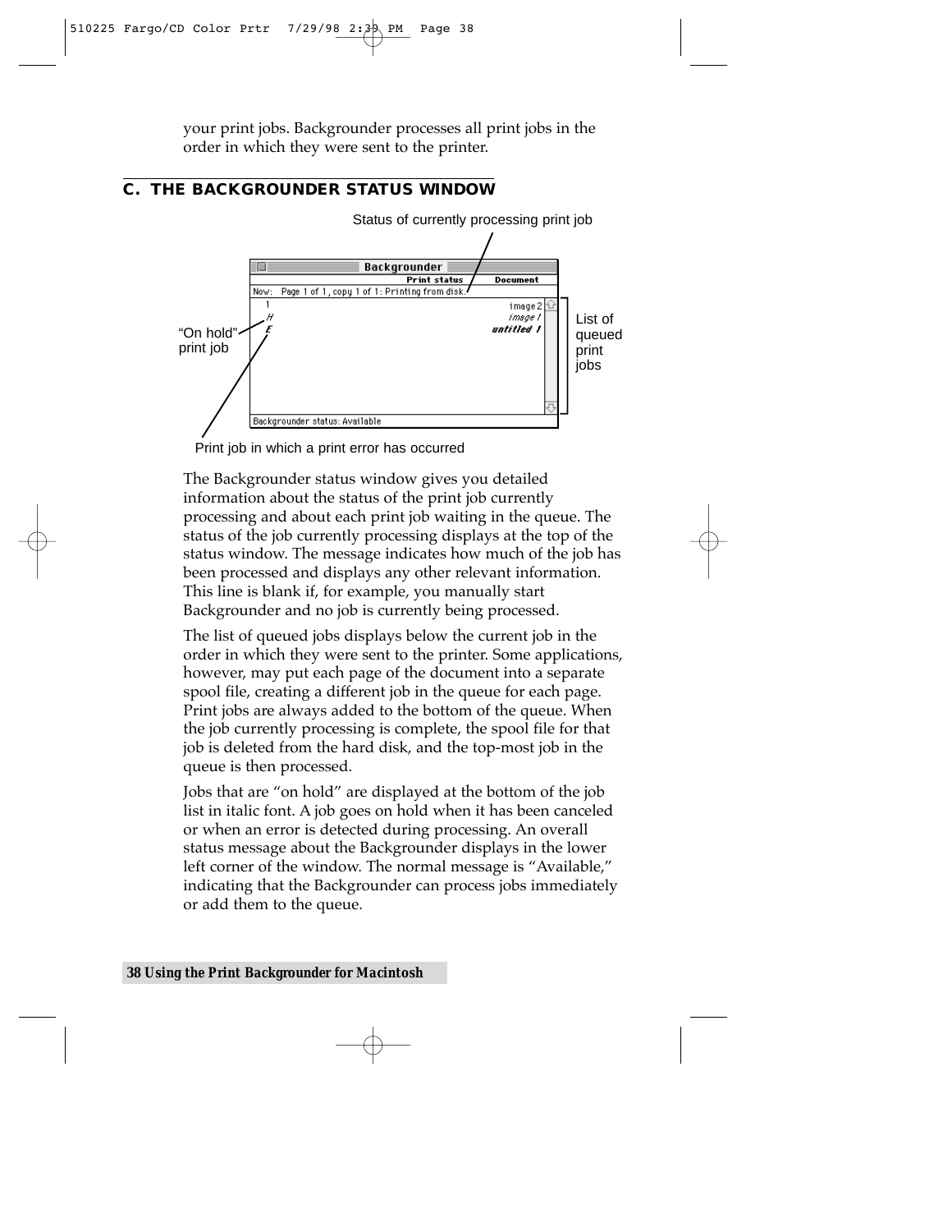your print jobs. Backgrounder processes all print jobs in the order in which they were sent to the printer.

## C. THE BACKGROUNDER STATUS WINDOW

Status of currently processing print job

"On hold" print job

List of queued print jobs

Print job in which a print error has occurred

The Backgrounder status window gives you detailed information about the status of the print job currently processing and about each print job waiting in the queue. The status of the job currently processing displays at the top of the status window. The message indicates how much of the job has been processed and displays any other relevant information. This line is blank if, for example, you manually start Backgrounder and no job is currently being processed.

The list of queued jobs displays below the current job in the order in which they were sent to the printer. Some applications, however, may put each page of the document into a separate spool file, creating a different job in the queue for each page. Print jobs are always added to the bottom of the queue. When the job currently processing is complete, the spool file for that job is deleted from the hard disk, and the top-most job in the queue is then processed.

Jobs that are "on hold" are displayed at the bottom of the job list in italic font. A job goes on hold when it has been canceled or when an error is detected during processing. An overall status message about the Backgrounder displays in the lower left corner of the window. The normal message is "Available," indicating that the Backgrounder can process jobs immediately or add them to the queue.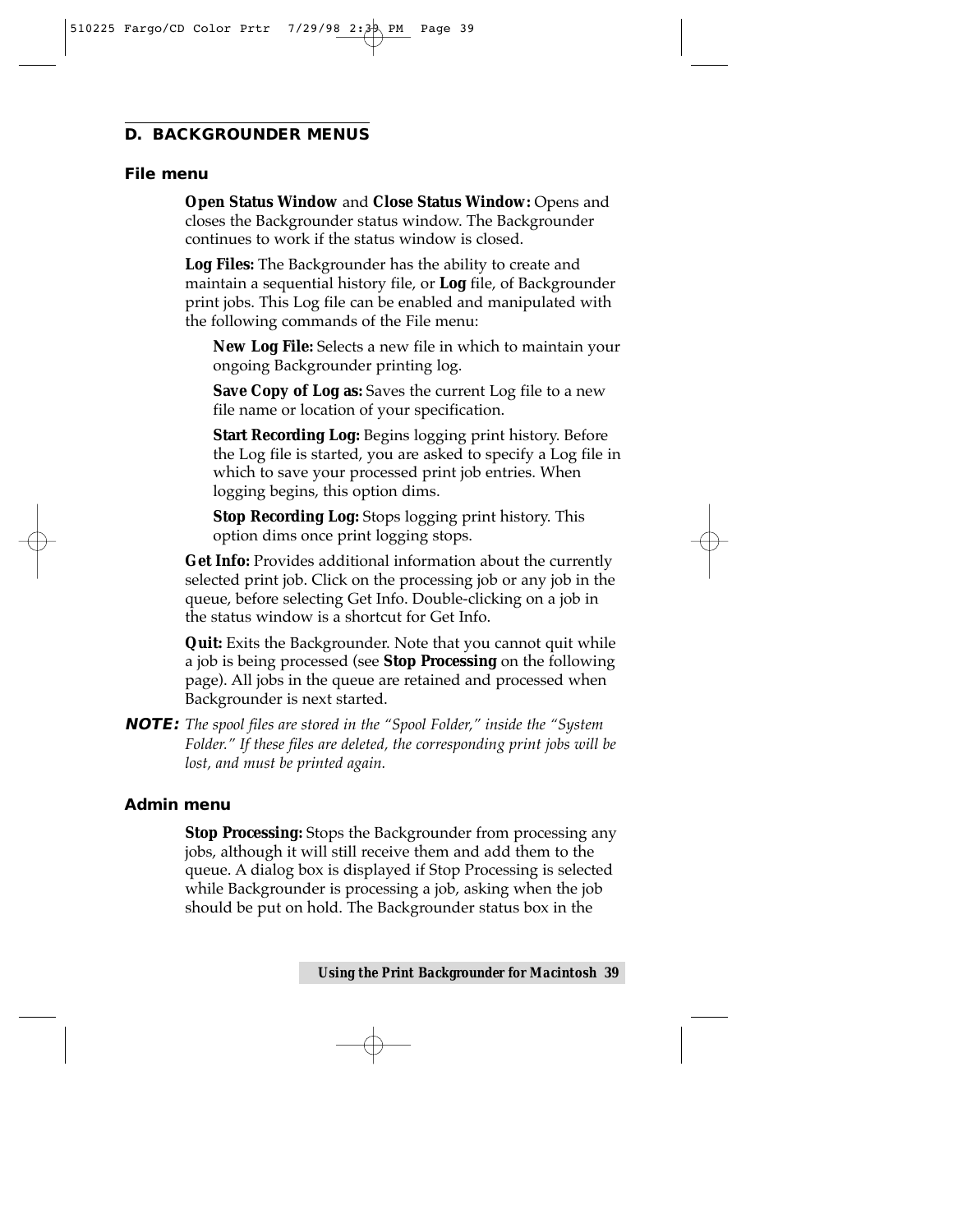## D. BACKGROUNDER MENUS

### File menu

**Open Status Window** and **Close Status Window:** Opens and closes the Backgrounder status window. The Backgrounder continues to work if the status window is closed.

**Log Files:** The Backgrounder has the ability to create and maintain a sequential history file, or **Log** file, of Backgrounder print jobs. This Log file can be enabled and manipulated with the following commands of the File menu:

**New Log File:** Selects a new file in which to maintain your ongoing Backgrounder printing log.

**Save Copy of Log as:** Saves the current Log file to a new file name or location of your specification.

**Start Recording Log:** Begins logging print history. Before the Log file is started, you are asked to specify a Log file in which to save your processed print job entries. When logging begins, this option dims.

**Stop Recording Log:** Stops logging print history. This option dims once print logging stops.

**Get Info:** Provides additional information about the currently selected print job. Click on the processing job or any job in the queue, before selecting Get Info. Double-clicking on a job in the status window is a shortcut for Get Info.

**Quit:** Exits the Backgrounder. Note that you cannot quit while a job is being processed (see **Stop Processing** on the following page). All jobs in the queue are retained and processed when Backgrounder is next started.

**NOTE:** *The spool files are stored in the "Spool Folder," inside the "System Folder." If these files are deleted, the corresponding print jobs will be lost, and must be printed again.*

### Admin menu

**Stop Processing:** Stops the Backgrounder from processing any jobs, although it will still receive them and add them to the queue. A dialog box is displayed if Stop Processing is selected while Backgrounder is processing a job, asking when the job should be put on hold. The Backgrounder status box in the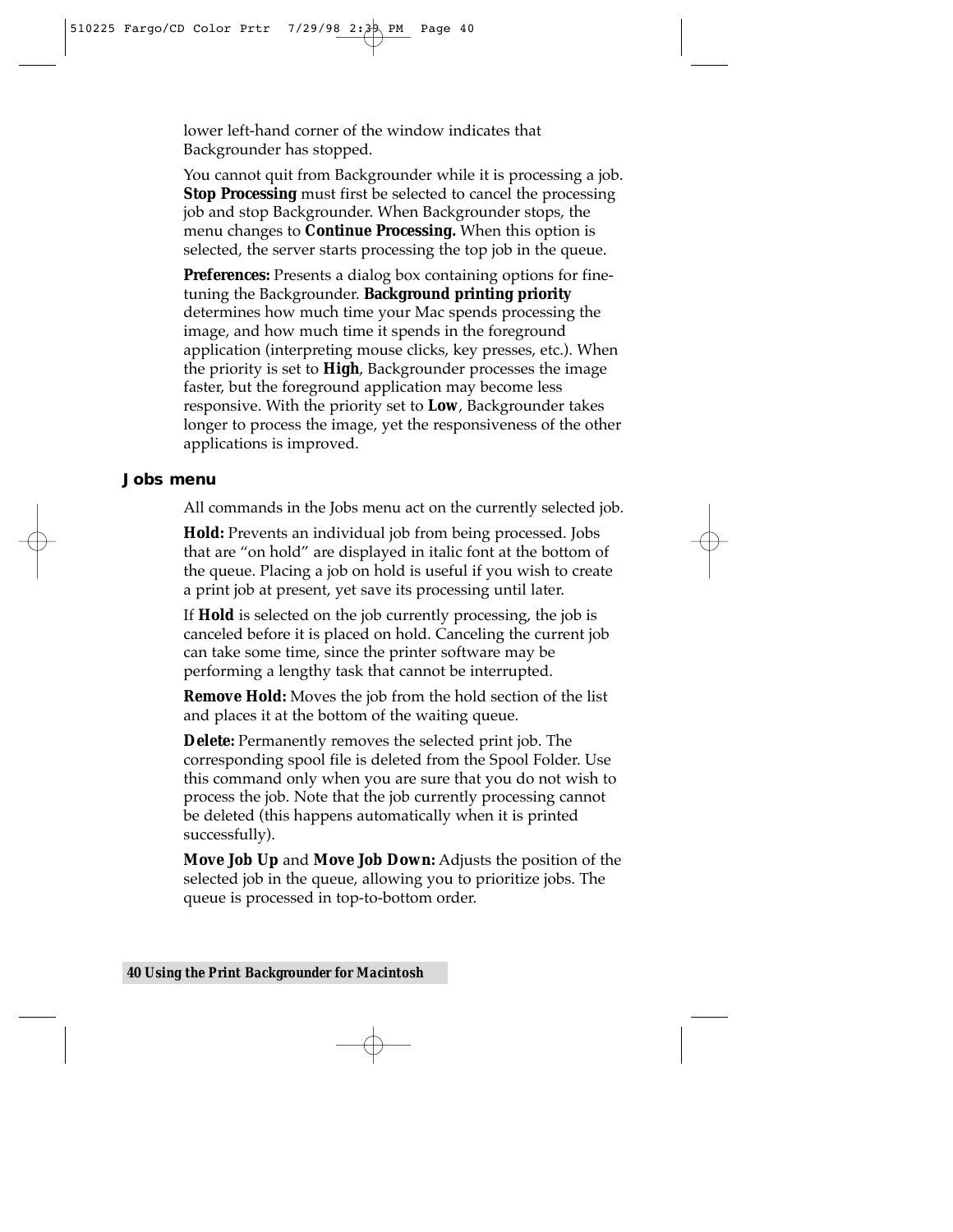lower left-hand corner of the window indicates that Backgrounder has stopped.

You cannot quit from Backgrounder while it is processing a job. **Stop Processing** must first be selected to cancel the processing job and stop Backgrounder. When Backgrounder stops, the menu changes to **Continue Processing.** When this option is selected, the server starts processing the top job in the queue.

**Preferences:** Presents a dialog box containing options for fine-tuning the Backgrounder. **Background printing priority** determines how much time your Mac spends processing the image, and how much time it spends in the foreground application (interpreting mouse clicks, key presses, etc.). When the priority is set to **High**, Backgrounder processes the image faster, but the foreground application may become less responsive. With the priority set to **Low**, Backgrounder takes longer to process the image, yet the responsiveness of the other applications is improved.

### Jobs menu

All commands in the Jobs menu act on the currently selected job.

**Hold:** Prevents an individual job from being processed. Jobs that are "on hold" are displayed in italic font at the bottom of the queue. Placing a job on hold is useful if you wish to create a print job at present, yet save its processing until later.

If **Hold** is selected on the job currently processing, the job is canceled before it is placed on hold. Canceling the current job can take some time, since the printer software may be performing a lengthy task that cannot be interrupted.

**Remove Hold:** Moves the job from the hold section of the list and places it at the bottom of the waiting queue.

**Delete:** Permanently removes the selected print job. The corresponding spool file is deleted from the Spool Folder. Use this command only when you are sure that you do not wish to process the job. Note that the job currently processing cannot be deleted (this happens automatically when it is printed successfully).

**Move Job Up** and **Move Job Down:** Adjusts the position of the selected job in the queue, allowing you to prioritize jobs. The queue is processed in top-to-bottom order.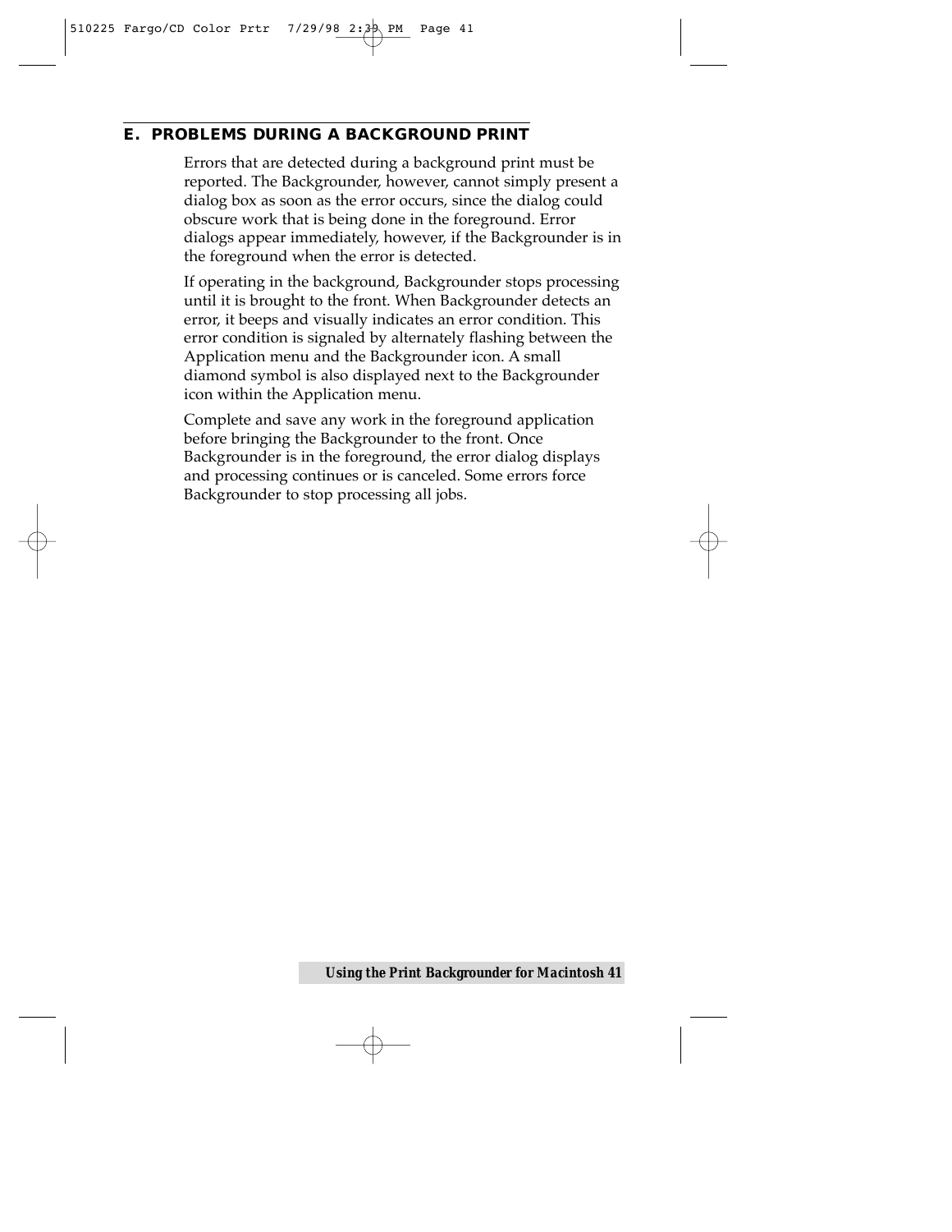## E. PROBLEMS DURING A BACKGROUND PRINT

Errors that are detected during a background print must be reported. The Backgrounder, however, cannot simply present a dialog box as soon as the error occurs, since the dialog could obscure work that is being done in the foreground. Error dialogs appear immediately, however, if the Backgrounder is in the foreground when the error is detected.

If operating in the background, Backgrounder stops processing until it is brought to the front. When Backgrounder detects an error, it beeps and visually indicates an error condition. This error condition is signaled by alternately flashing between the Application menu and the Backgrounder icon. A small diamond symbol is also displayed next to the Backgrounder icon within the Application menu.

Complete and save any work in the foreground application before bringing the Backgrounder to the front. Once Backgrounder is in the foreground, the error dialog displays and processing continues or is canceled. Some errors force Backgrounder to stop processing all jobs.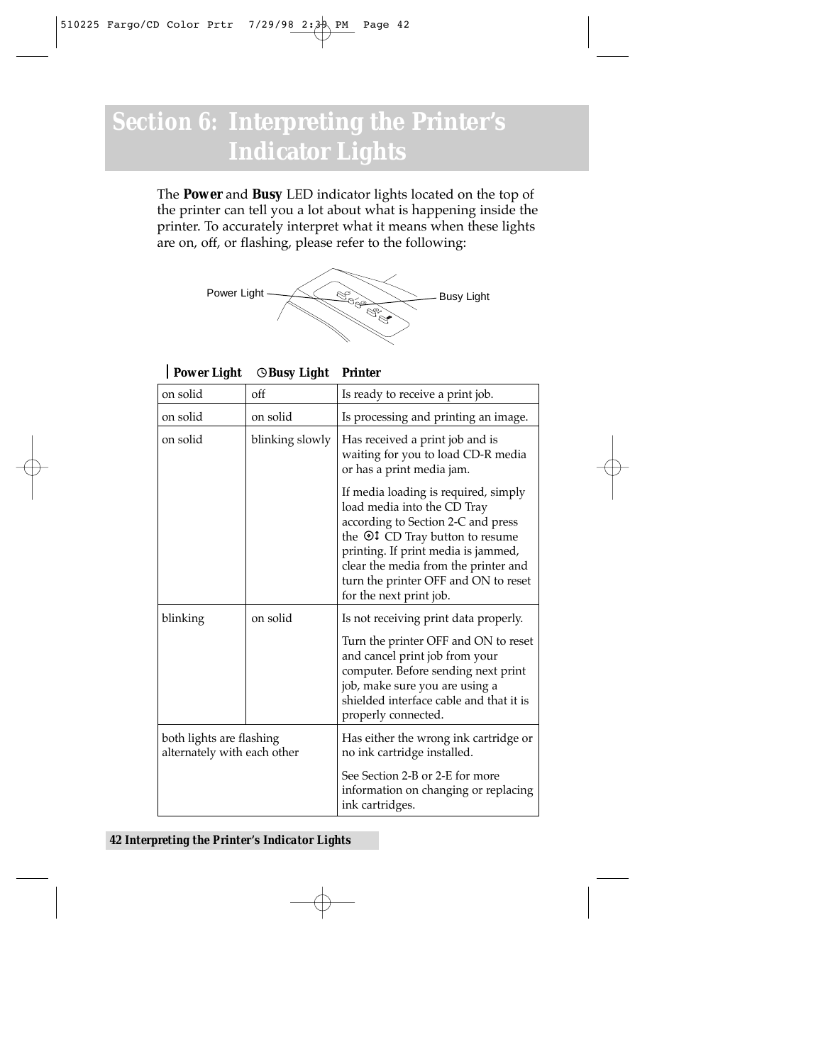# Section 6: Interpreting the Printer's Indicator Lights

The **Power** and **Busy** LED indicator lights located on the top of the printer can tell you a lot about what is happening inside the printer. To accurately interpret what it means when these lights are on, off, or flashing, please refer to the following:

Power Light

Busy Light

| Power Light | Busy Light | Printer |
|---|---|---|
| on solid | off | Is ready to receive a print job. |
| on solid | on solid | Is processing and printing an image. |
| on solid | blinking slowly | Has received a print job and is waiting for you to load CD-R media or has a print media jam.<br><br>If media loading is required, simply load media into the CD Tray according to Section 2-C and press the CD Tray button to resume printing. If print media is jammed, clear the media from the printer and turn the printer OFF and ON to reset for the next print job. |
| blinking | on solid | Is not receiving print data properly.<br><br>Turn the printer OFF and ON to reset and cancel print job from your computer. Before sending next print job, make sure you are using a shielded interface cable and that it is properly connected. |
| both lights are flashing alternately with each other | | Has either the wrong ink cartridge or no ink cartridge installed.<br><br>See Section 2-B or 2-E for more information on changing or replacing ink cartridges. |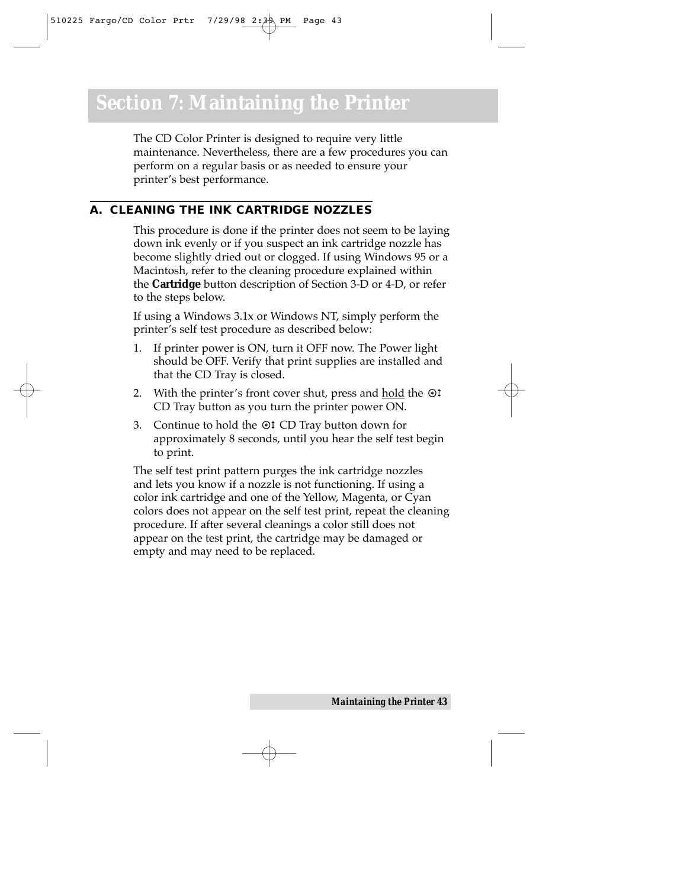# Section 7: Maintaining the Printer

The CD Color Printer is designed to require very little maintenance. Nevertheless, there are a few procedures you can perform on a regular basis or as needed to ensure your printer's best performance.

## A. CLEANING THE INK CARTRIDGE NOZZLES

This procedure is done if the printer does not seem to be laying down ink evenly or if you suspect an ink cartridge nozzle has become slightly dried out or clogged. If using Windows 95 or a Macintosh, refer to the cleaning procedure explained within the **Cartridge** button description of Section 3-D or 4-D, or refer to the steps below.

If using a Windows 3.1x or Windows NT, simply perform the printer's self test procedure as described below:

1. If printer power is ON, turn it OFF now. The Power light should be OFF. Verify that print supplies are installed and that the CD Tray is closed.
2. With the printer's front cover shut, press and <u>hold</u> the ⊙↕ CD Tray button as you turn the printer power ON.
3. Continue to hold the ⊙↕ CD Tray button down for approximately 8 seconds, until you hear the self test begin to print.

The self test print pattern purges the ink cartridge nozzles and lets you know if a nozzle is not functioning. If using a color ink cartridge and one of the Yellow, Magenta, or Cyan colors does not appear on the self test print, repeat the cleaning procedure. If after several cleanings a color still does not appear on the test print, the cartridge may be damaged or empty and may need to be replaced.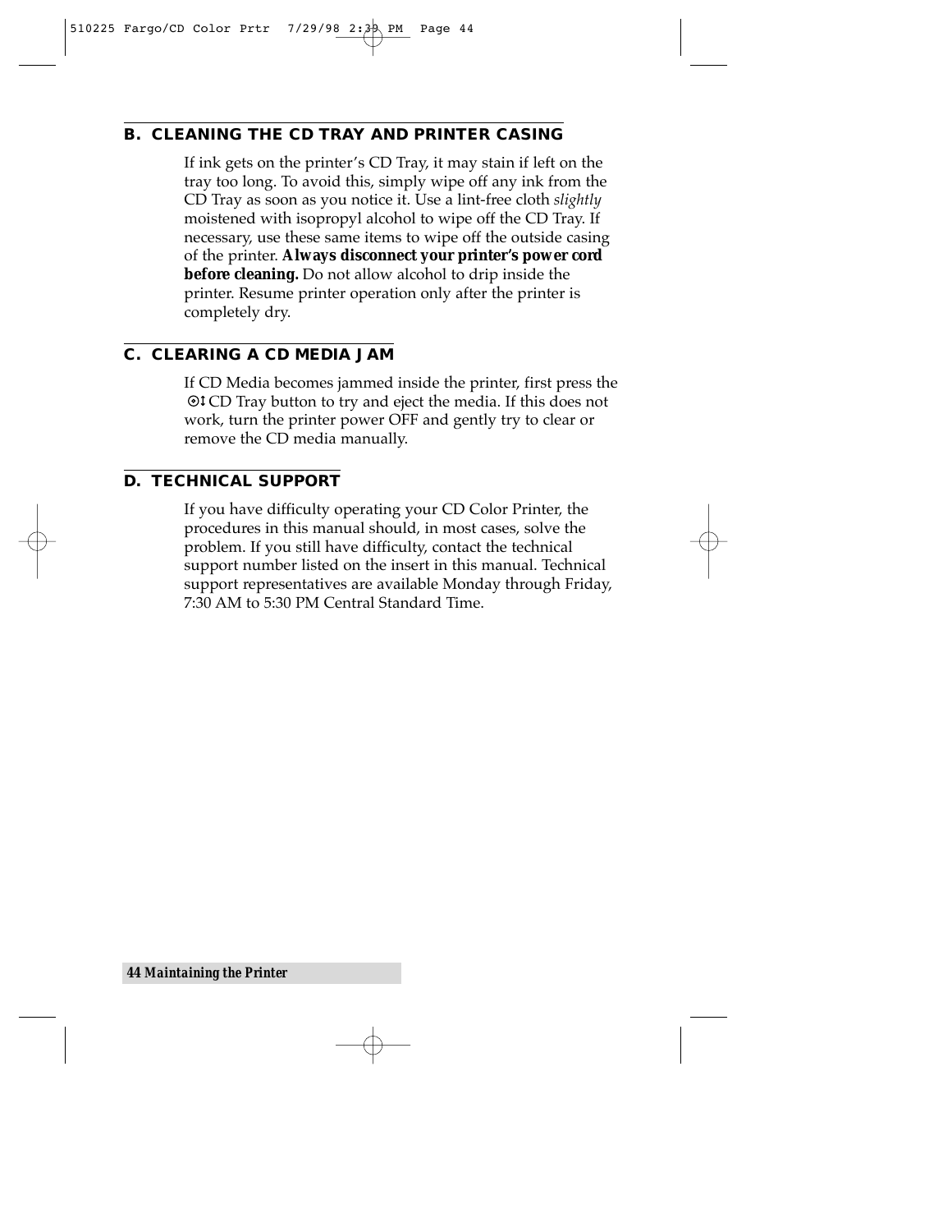## B. CLEANING THE CD TRAY AND PRINTER CASING

If ink gets on the printer's CD Tray, it may stain if left on the tray too long. To avoid this, simply wipe off any ink from the CD Tray as soon as you notice it. Use a lint-free cloth *slightly* moistened with isopropyl alcohol to wipe off the CD Tray. If necessary, use these same items to wipe off the outside casing of the printer. **Always disconnect your printer's power cord before cleaning.** Do not allow alcohol to drip inside the printer. Resume printer operation only after the printer is completely dry.

## C. CLEARING A CD MEDIA JAM

If CD Media becomes jammed inside the printer, first press the ⊙↕ CD Tray button to try and eject the media. If this does not work, turn the printer power OFF and gently try to clear or remove the CD media manually.

## D. TECHNICAL SUPPORT

If you have difficulty operating your CD Color Printer, the procedures in this manual should, in most cases, solve the problem. If you still have difficulty, contact the technical support number listed on the insert in this manual. Technical support representatives are available Monday through Friday, 7:30 AM to 5:30 PM Central Standard Time.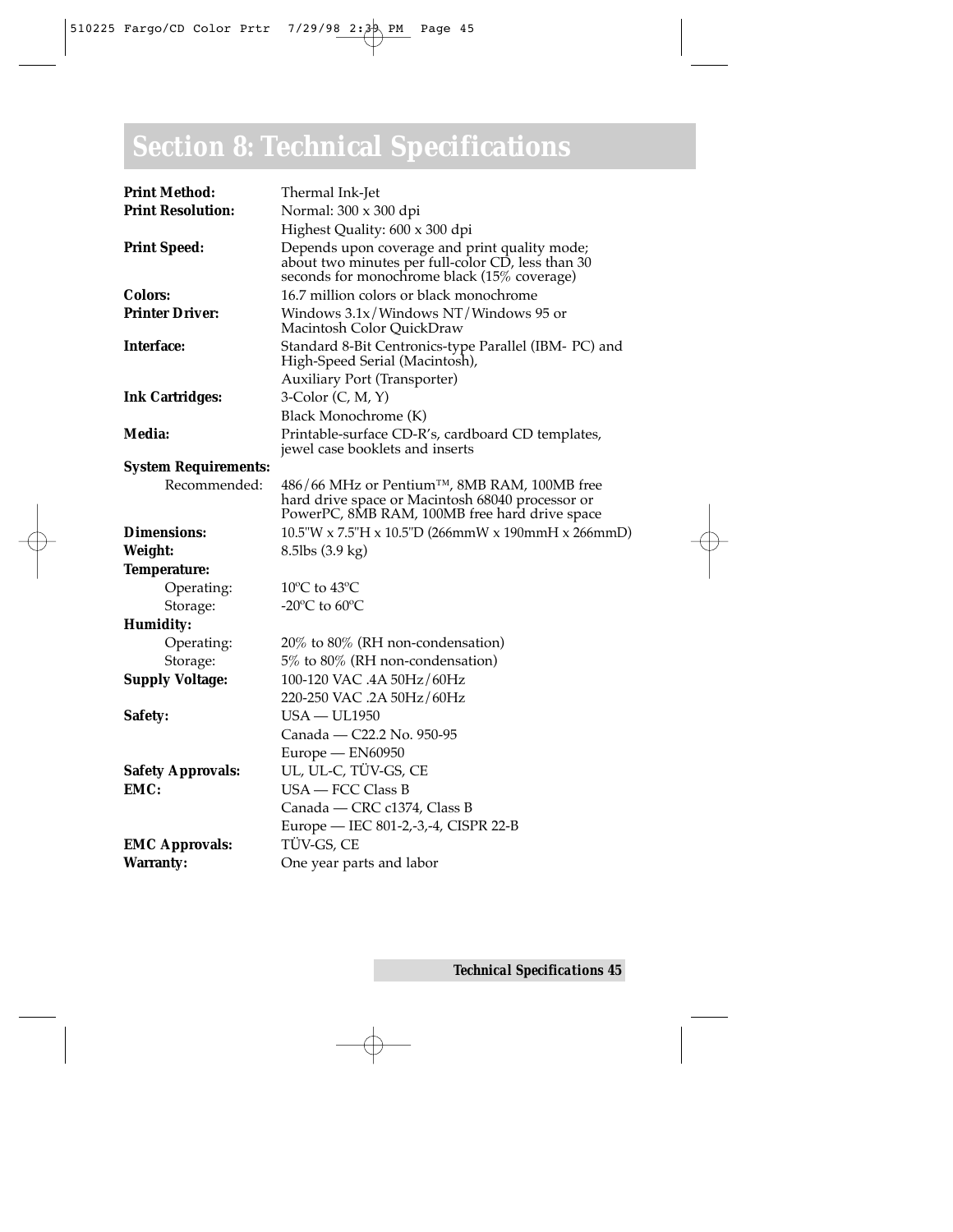# Section 8: Technical Specifications

| | |
|---|---|
| **Print Method:** | Thermal Ink-Jet |
| **Print Resolution:** | Normal: 300 x 300 dpi |
| | Highest Quality: 600 x 300 dpi |
| **Print Speed:** | Depends upon coverage and print quality mode; about two minutes per full-color CD, less than 30 seconds for monochrome black (15% coverage) |
| **Colors:** | 16.7 million colors or black monochrome |
| **Printer Driver:** | Windows 3.1x/Windows NT/Windows 95 or Macintosh Color QuickDraw |
| **Interface:** | Standard 8-Bit Centronics-type Parallel (IBM- PC) and High-Speed Serial (Macintosh), |
| | Auxiliary Port (Transporter) |
| **Ink Cartridges:** | 3-Color (C, M, Y) |
| | Black Monochrome (K) |
| **Media:** | Printable-surface CD-R's, cardboard CD templates, jewel case booklets and inserts |
| **System Requirements:** | |
| Recommended: | 486/66 MHz or Pentium™, 8MB RAM, 100MB free hard drive space or Macintosh 68040 processor or PowerPC, 8MB RAM, 100MB free hard drive space |
| **Dimensions:** | 10.5"W x 7.5"H x 10.5"D (266mmW x 190mmH x 266mmD) |
| **Weight:** | 8.5lbs (3.9 kg) |
| **Temperature:** | |
| Operating: | 10ºC to 43ºC |
| Storage: | -20ºC to 60ºC |
| **Humidity:** | |
| Operating: | 20% to 80% (RH non-condensation) |
| Storage: | 5% to 80% (RH non-condensation) |
| **Supply Voltage:** | 100-120 VAC .4A 50Hz/60Hz |
| | 220-250 VAC .2A 50Hz/60Hz |
| **Safety:** | USA — UL1950 |
| | Canada — C22.2 No. 950-95 |
| | Europe — EN60950 |
| **Safety Approvals:** | UL, UL-C, TÜV-GS, CE |
| **EMC:** | USA — FCC Class B |
| | Canada — CRC c1374, Class B |
| | Europe — IEC 801-2,-3,-4, CISPR 22-B |
| **EMC Approvals:** | TÜV-GS, CE |
| **Warranty:** | One year parts and labor |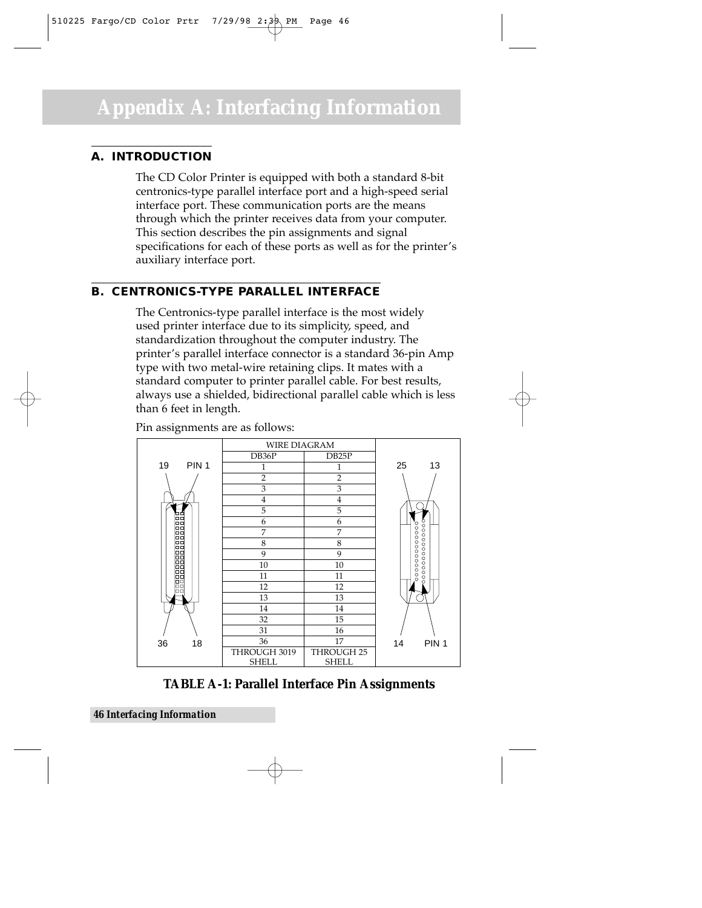# Appendix A: Interfacing Information

## A. INTRODUCTION

The CD Color Printer is equipped with both a standard 8-bit centronics-type parallel interface port and a high-speed serial interface port. These communication ports are the means through which the printer receives data from your computer. This section describes the pin assignments and signal specifications for each of these ports as well as for the printer's auxiliary interface port.

## B. CENTRONICS-TYPE PARALLEL INTERFACE

The Centronics-type parallel interface is the most widely used printer interface due to its simplicity, speed, and standardization throughout the computer industry. The printer's parallel interface connector is a standard 36-pin Amp type with two metal-wire retaining clips. It mates with a standard computer to printer parallel cable. For best results, always use a shielded, bidirectional parallel cable which is less than 6 feet in length.

Pin assignments are as follows:

| WIRE DIAGRAM | |
|---|---|
| DB36P | DB25P |
| 1 | 1 |
| 2 | 2 |
| 3 | 3 |
| 4 | 4 |
| 5 | 5 |
| 6 | 6 |
| 7 | 7 |
| 8 | 8 |
| 9 | 9 |
| 10 | 10 |
| 11 | 11 |
| 12 | 12 |
| 13 | 13 |
| 14 | 14 |
| 32 | 15 |
| 31 | 16 |
| 36 | 17 |
| THROUGH 3019 SHELL | THROUGH 25 SHELL |

**TABLE A-1: Parallel Interface Pin Assignments**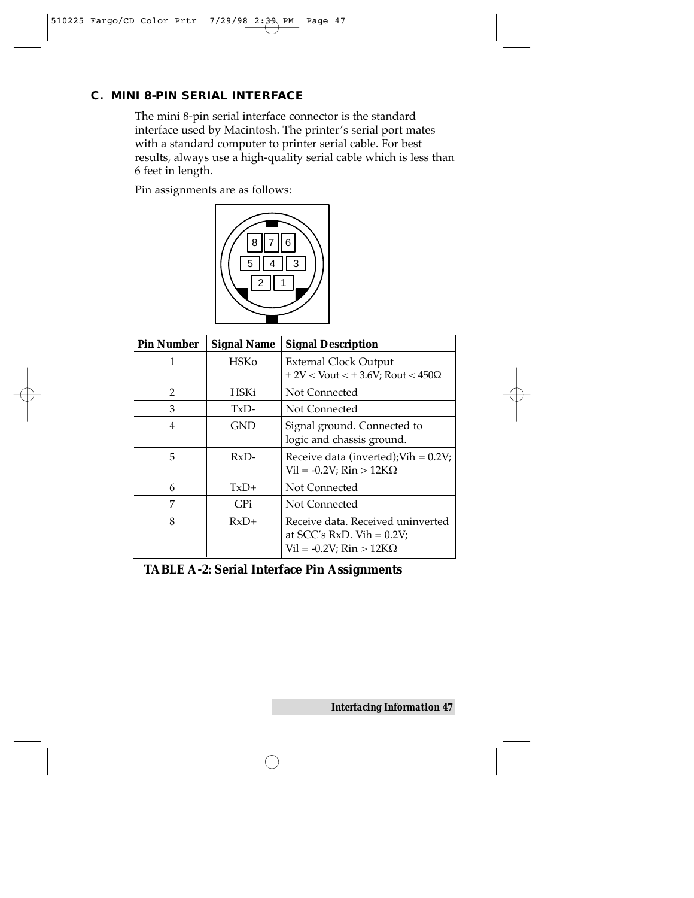## C. MINI 8-PIN SERIAL INTERFACE

The mini 8-pin serial interface connector is the standard interface used by Macintosh. The printer's serial port mates with a standard computer to printer serial cable. For best results, always use a high-quality serial cable which is less than 6 feet in length.

Pin assignments are as follows:

| Pin Number | Signal Name | Signal Description |
|---|---|---|
| 1 | HSKo | External Clock Output $\pm$ 2V < Vout < $\pm$ 3.6V; Rout < 450Ω |
| 2 | HSKi | Not Connected |
| 3 | TxD- | Not Connected |
| 4 | GND | Signal ground. Connected to logic and chassis ground. |
| 5 | RxD- | Receive data (inverted);Vih = 0.2V; Vil = -0.2V; Rin > 12KΩ |
| 6 | TxD+ | Not Connected |
| 7 | GPi | Not Connected |
| 8 | RxD+ | Receive data. Received uninverted at SCC's RxD. Vih = 0.2V; Vil = -0.2V; Rin > 12KΩ |

**TABLE A-2: Serial Interface Pin Assignments**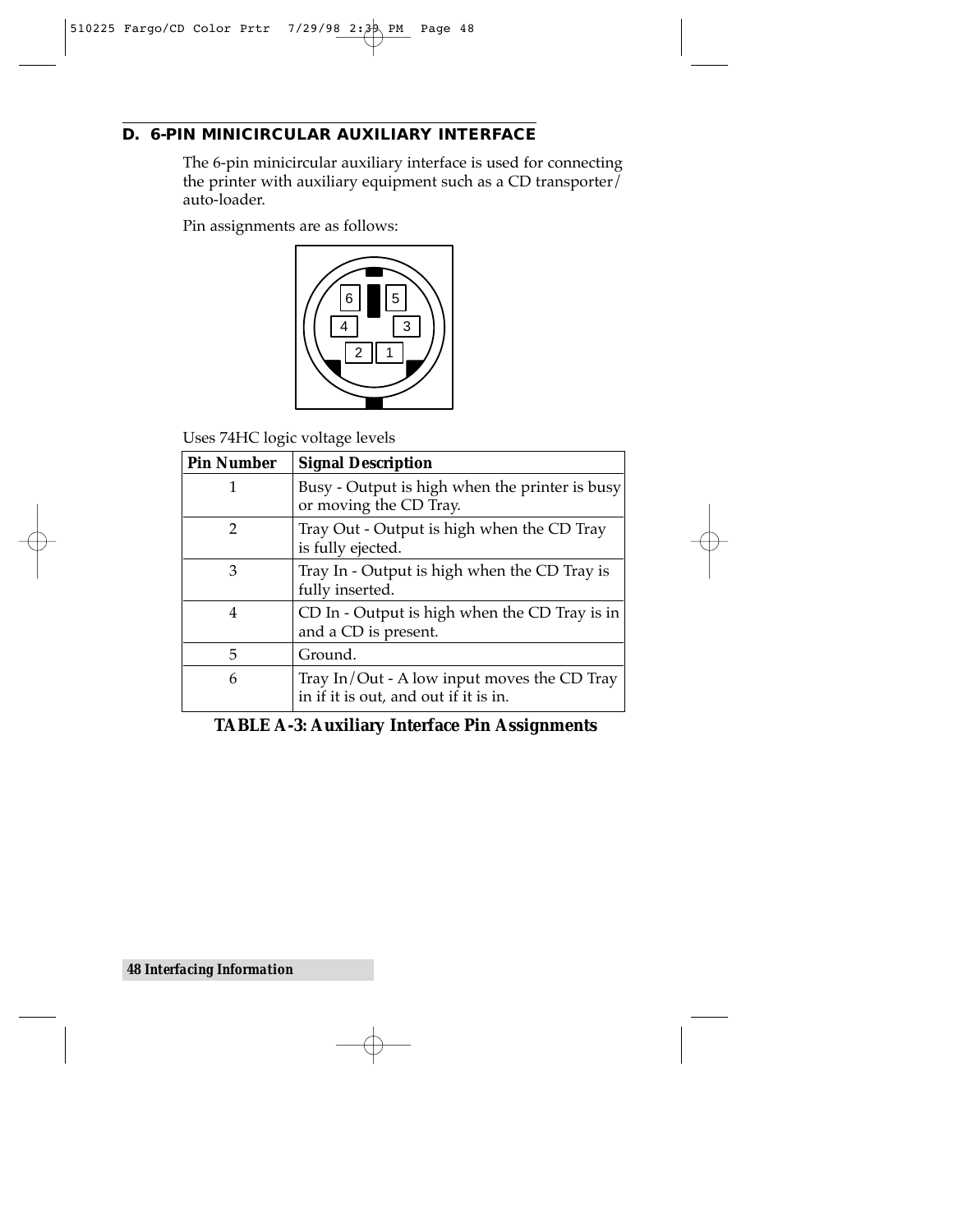## D. 6-PIN MINICIRCULAR AUXILIARY INTERFACE

The 6-pin minicircular auxiliary interface is used for connecting the printer with auxiliary equipment such as a CD transporter/ auto-loader.

Pin assignments are as follows:

Uses 74HC logic voltage levels

| Pin Number | Signal Description |
|---|---|
| 1 | Busy - Output is high when the printer is busy or moving the CD Tray. |
| 2 | Tray Out - Output is high when the CD Tray is fully ejected. |
| 3 | Tray In - Output is high when the CD Tray is fully inserted. |
| 4 | CD In - Output is high when the CD Tray is in and a CD is present. |
| 5 | Ground. |
| 6 | Tray In/Out - A low input moves the CD Tray in if it is out, and out if it is in. |

**TABLE A-3: Auxiliary Interface Pin Assignments**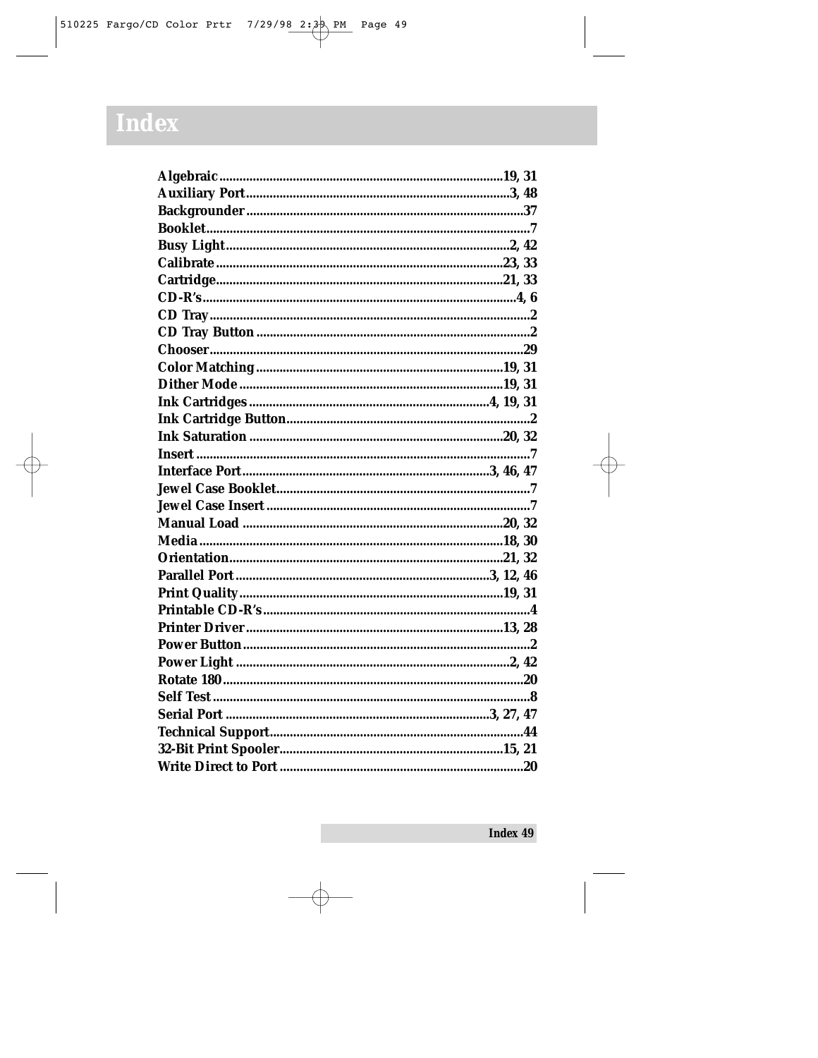# Index

**Algebraic**....................................................................................19, 31
**Auxiliary Port**...............................................................................3, 48
**Backgrounder**..................................................................................37
**Booklet**...............................................................................................7
**Busy Light**....................................................................................2, 42
**Calibrate**.....................................................................................23, 33
**Cartridge**.....................................................................................21, 33
**CD-R's**..........................................................................................4, 6
**CD Tray**...............................................................................................2
**CD Tray Button**..................................................................................2
**Chooser**............................................................................................29
**Color Matching**..........................................................................19, 31
**Dither Mode**...............................................................................19, 31
**Ink Cartridges**.........................................................................4, 19, 31
**Ink Cartridge Button**........................................................................2
**Ink Saturation**...........................................................................20, 32
**Insert**....................................................................................................7
**Interface Port**..........................................................................3, 46, 47
**Jewel Case Booklet**............................................................................7
**Jewel Case Insert**...............................................................................7
**Manual Load**..............................................................................20, 32
**Media**...........................................................................................18, 30
**Orientation**.................................................................................21, 32
**Parallel Port**............................................................................3, 12, 46
**Print Quality**..............................................................................19, 31
**Printable CD-R's**................................................................................4
**Printer Driver**.............................................................................13, 28
**Power Button**.....................................................................................2
**Power Light**..................................................................................2, 42
**Rotate 180**..........................................................................................20
**Self Test**................................................................................................8
**Serial Port**...............................................................................3, 27, 47
**Technical Support**............................................................................44
**32-Bit Print Spooler**...................................................................15, 21
**Write Direct to Port**.........................................................................20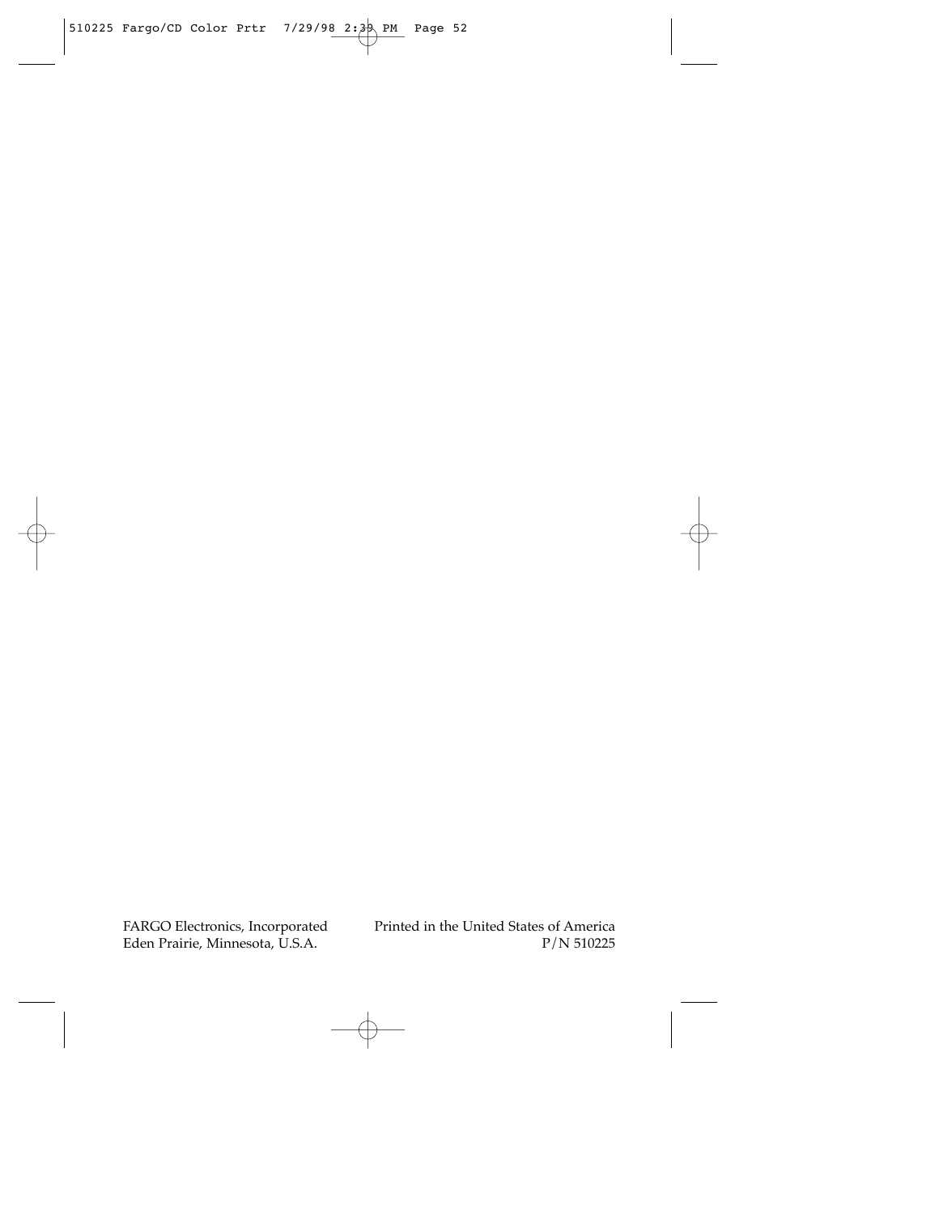FARGO Electronics, Incorporated
Eden Prairie, Minnesota, U.S.A.

Printed in the United States of America
P/N 510225